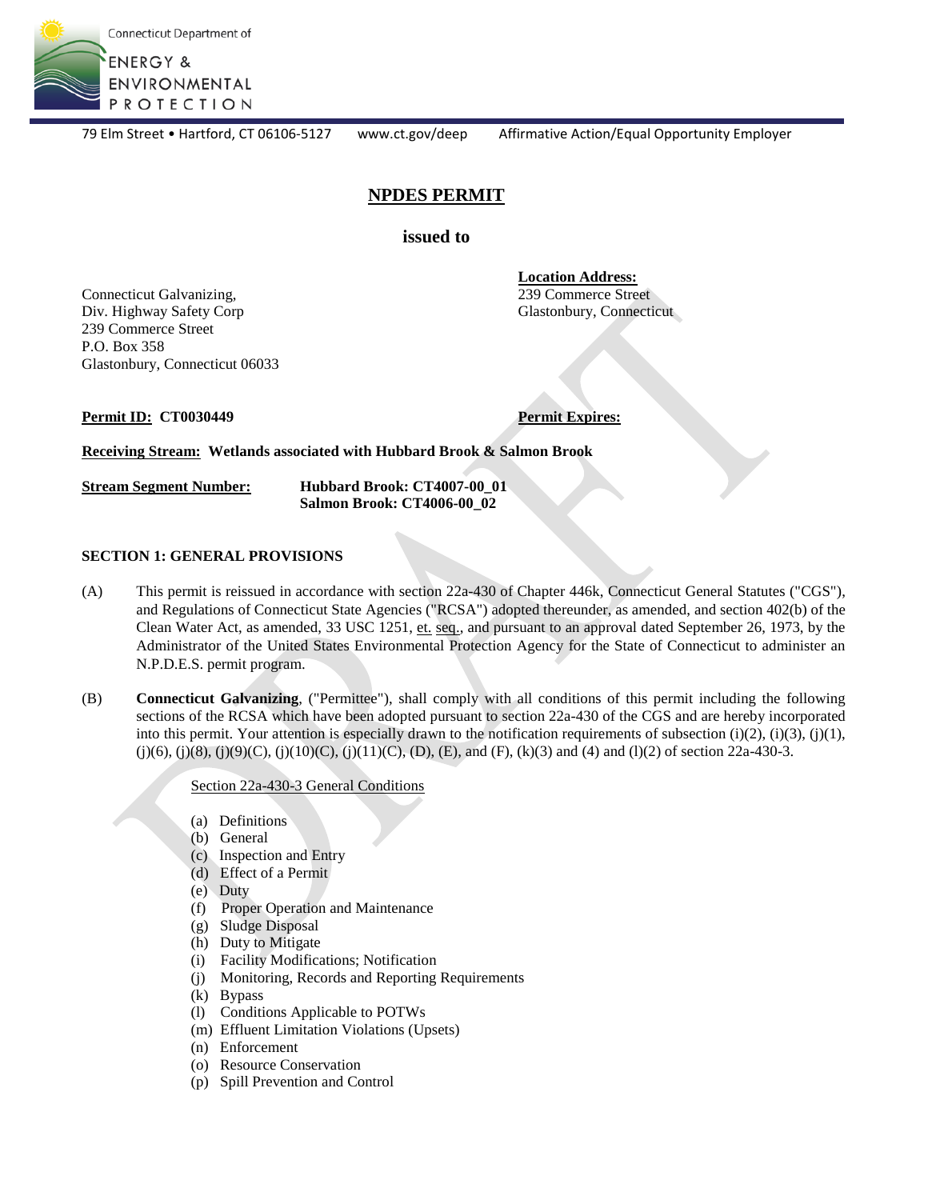Connecticut Department of

ENERGY & ENVIRONMENTAL PROTECTION

79 Elm Street • Hartford, CT 06106-5127 www.ct.gov/deep Affirmative Action/Equal Opportunity Employer

# NPDES PERMIT

## issued to

Connecticut Galvanizing,
Div. Highway Safety Corp
239 Commerce Street
P.O. Box 358
Glastonbury, Connecticut 06033

**Location Address:**
239 Commerce Street
Glastonbury, Connecticut

**Permit ID: CT0030449**

**Permit Expires:**

**Receiving Stream: Wetlands associated with Hubbard Brook & Salmon Brook**

**Stream Segment Number:** **Hubbard Brook: CT4007-00_01**
**Salmon Brook: CT4006-00_02**

### SECTION 1: GENERAL PROVISIONS

(A) This permit is reissued in accordance with section 22a-430 of Chapter 446k, Connecticut General Statutes ("CGS"), and Regulations of Connecticut State Agencies ("RCSA") adopted thereunder, as amended, and section 402(b) of the Clean Water Act, as amended, 33 USC 1251, et. seq., and pursuant to an approval dated September 26, 1973, by the Administrator of the United States Environmental Protection Agency for the State of Connecticut to administer an N.P.D.E.S. permit program.

(B) **Connecticut Galvanizing**, ("Permittee"), shall comply with all conditions of this permit including the following sections of the RCSA which have been adopted pursuant to section 22a-430 of the CGS and are hereby incorporated into this permit. Your attention is especially drawn to the notification requirements of subsection (i)(2), (i)(3), (j)(1), (j)(6), (j)(8), (j)(9)(C), (j)(10)(C), (j)(11)(C), (D), (E), and (F), (k)(3) and (4) and (l)(2) of section 22a-430-3.

Section 22a-430-3 General Conditions

(a) Definitions
(b) General
(c) Inspection and Entry
(d) Effect of a Permit
(e) Duty
(f) Proper Operation and Maintenance
(g) Sludge Disposal
(h) Duty to Mitigate
(i) Facility Modifications; Notification
(j) Monitoring, Records and Reporting Requirements
(k) Bypass
(l) Conditions Applicable to POTWs
(m) Effluent Limitation Violations (Upsets)
(n) Enforcement
(o) Resource Conservation
(p) Spill Prevention and Control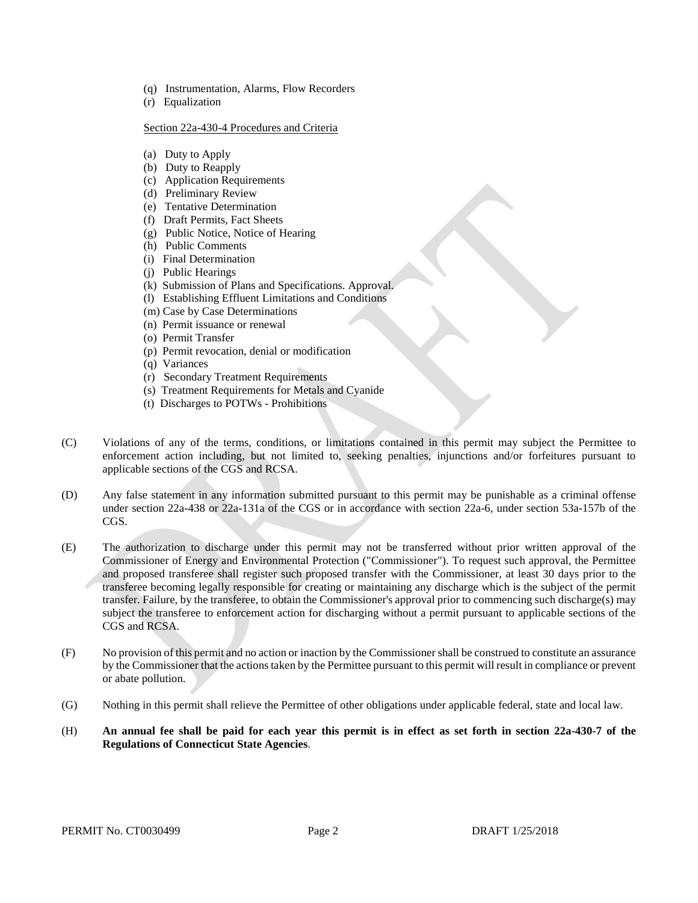(q) Instrumentation, Alarms, Flow Recorders
(r) Equalization

Section 22a-430-4 Procedures and Criteria

(a) Duty to Apply
(b) Duty to Reapply
(c) Application Requirements
(d) Preliminary Review
(e) Tentative Determination
(f) Draft Permits, Fact Sheets
(g) Public Notice, Notice of Hearing
(h) Public Comments
(i) Final Determination
(j) Public Hearings
(k) Submission of Plans and Specifications. Approval.
(l) Establishing Effluent Limitations and Conditions
(m) Case by Case Determinations
(n) Permit issuance or renewal
(o) Permit Transfer
(p) Permit revocation, denial or modification
(q) Variances
(r) Secondary Treatment Requirements
(s) Treatment Requirements for Metals and Cyanide
(t) Discharges to POTWs - Prohibitions

(C) Violations of any of the terms, conditions, or limitations contained in this permit may subject the Permittee to enforcement action including, but not limited to, seeking penalties, injunctions and/or forfeitures pursuant to applicable sections of the CGS and RCSA.

(D) Any false statement in any information submitted pursuant to this permit may be punishable as a criminal offense under section 22a-438 or 22a-131a of the CGS or in accordance with section 22a-6, under section 53a-157b of the CGS.

(E) The authorization to discharge under this permit may not be transferred without prior written approval of the Commissioner of Energy and Environmental Protection ("Commissioner"). To request such approval, the Permittee and proposed transferee shall register such proposed transfer with the Commissioner, at least 30 days prior to the transferee becoming legally responsible for creating or maintaining any discharge which is the subject of the permit transfer. Failure, by the transferee, to obtain the Commissioner's approval prior to commencing such discharge(s) may subject the transferee to enforcement action for discharging without a permit pursuant to applicable sections of the CGS and RCSA.

(F) No provision of this permit and no action or inaction by the Commissioner shall be construed to constitute an assurance by the Commissioner that the actions taken by the Permittee pursuant to this permit will result in compliance or prevent or abate pollution.

(G) Nothing in this permit shall relieve the Permittee of other obligations under applicable federal, state and local law.

(H) **An annual fee shall be paid for each year this permit is in effect as set forth in section 22a-430-7 of the Regulations of Connecticut State Agencies**.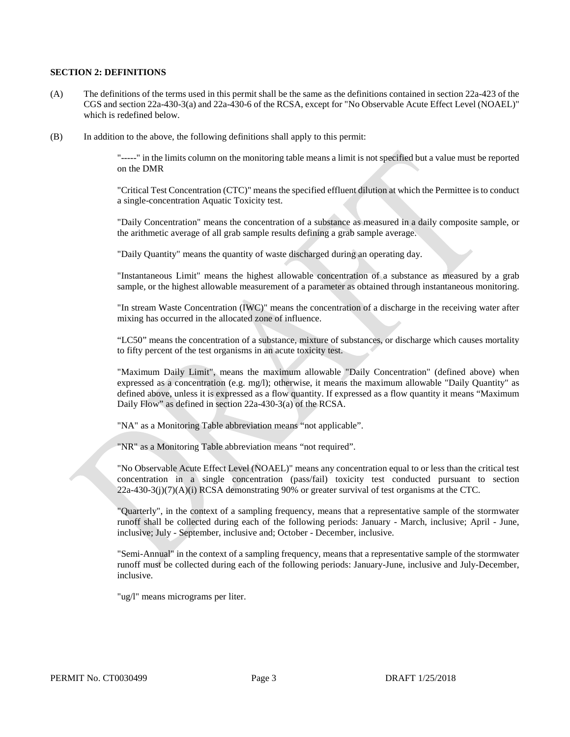**SECTION 2: DEFINITIONS**

(A) The definitions of the terms used in this permit shall be the same as the definitions contained in section 22a-423 of the CGS and section 22a-430-3(a) and 22a-430-6 of the RCSA, except for "No Observable Acute Effect Level (NOAEL)" which is redefined below.

(B) In addition to the above, the following definitions shall apply to this permit:

"-----" in the limits column on the monitoring table means a limit is not specified but a value must be reported on the DMR

"Critical Test Concentration (CTC)" means the specified effluent dilution at which the Permittee is to conduct a single-concentration Aquatic Toxicity test.

"Daily Concentration" means the concentration of a substance as measured in a daily composite sample, or the arithmetic average of all grab sample results defining a grab sample average.

"Daily Quantity" means the quantity of waste discharged during an operating day.

"Instantaneous Limit" means the highest allowable concentration of a substance as measured by a grab sample, or the highest allowable measurement of a parameter as obtained through instantaneous monitoring.

"In stream Waste Concentration (IWC)" means the concentration of a discharge in the receiving water after mixing has occurred in the allocated zone of influence.

"LC50" means the concentration of a substance, mixture of substances, or discharge which causes mortality to fifty percent of the test organisms in an acute toxicity test.

"Maximum Daily Limit", means the maximum allowable "Daily Concentration" (defined above) when expressed as a concentration (e.g. mg/l); otherwise, it means the maximum allowable "Daily Quantity" as defined above, unless it is expressed as a flow quantity. If expressed as a flow quantity it means "Maximum Daily Flow" as defined in section 22a-430-3(a) of the RCSA.

"NA" as a Monitoring Table abbreviation means "not applicable".

"NR" as a Monitoring Table abbreviation means "not required".

"No Observable Acute Effect Level (NOAEL)" means any concentration equal to or less than the critical test concentration in a single concentration (pass/fail) toxicity test conducted pursuant to section 22a-430-3(j)(7)(A)(i) RCSA demonstrating 90% or greater survival of test organisms at the CTC.

"Quarterly", in the context of a sampling frequency, means that a representative sample of the stormwater runoff shall be collected during each of the following periods: January - March, inclusive; April - June, inclusive; July - September, inclusive and; October - December, inclusive.

"Semi-Annual" in the context of a sampling frequency, means that a representative sample of the stormwater runoff must be collected during each of the following periods: January-June, inclusive and July-December, inclusive.

"ug/l" means micrograms per liter.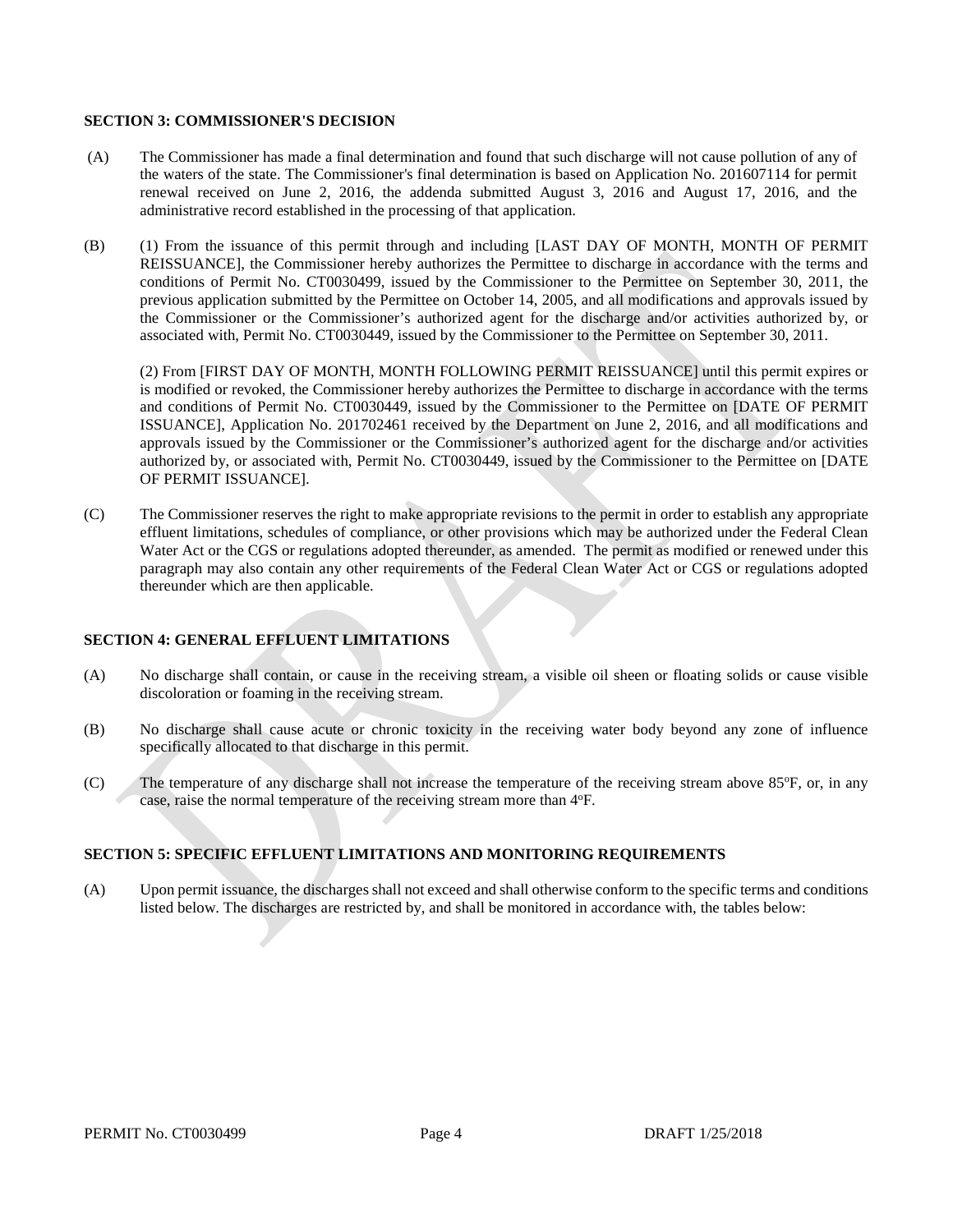**SECTION 3: COMMISSIONER'S DECISION**

(A) The Commissioner has made a final determination and found that such discharge will not cause pollution of any of the waters of the state. The Commissioner's final determination is based on Application No. 201607114 for permit renewal received on June 2, 2016, the addenda submitted August 3, 2016 and August 17, 2016, and the administrative record established in the processing of that application.

(B) (1) From the issuance of this permit through and including [LAST DAY OF MONTH, MONTH OF PERMIT REISSUANCE], the Commissioner hereby authorizes the Permittee to discharge in accordance with the terms and conditions of Permit No. CT0030499, issued by the Commissioner to the Permittee on September 30, 2011, the previous application submitted by the Permittee on October 14, 2005, and all modifications and approvals issued by the Commissioner or the Commissioner's authorized agent for the discharge and/or activities authorized by, or associated with, Permit No. CT0030449, issued by the Commissioner to the Permittee on September 30, 2011.

(2) From [FIRST DAY OF MONTH, MONTH FOLLOWING PERMIT REISSUANCE] until this permit expires or is modified or revoked, the Commissioner hereby authorizes the Permittee to discharge in accordance with the terms and conditions of Permit No. CT0030449, issued by the Commissioner to the Permittee on [DATE OF PERMIT ISSUANCE], Application No. 201702461 received by the Department on June 2, 2016, and all modifications and approvals issued by the Commissioner or the Commissioner's authorized agent for the discharge and/or activities authorized by, or associated with, Permit No. CT0030449, issued by the Commissioner to the Permittee on [DATE OF PERMIT ISSUANCE].

(C) The Commissioner reserves the right to make appropriate revisions to the permit in order to establish any appropriate effluent limitations, schedules of compliance, or other provisions which may be authorized under the Federal Clean Water Act or the CGS or regulations adopted thereunder, as amended. The permit as modified or renewed under this paragraph may also contain any other requirements of the Federal Clean Water Act or CGS or regulations adopted thereunder which are then applicable.

**SECTION 4: GENERAL EFFLUENT LIMITATIONS**

(A) No discharge shall contain, or cause in the receiving stream, a visible oil sheen or floating solids or cause visible discoloration or foaming in the receiving stream.

(B) No discharge shall cause acute or chronic toxicity in the receiving water body beyond any zone of influence specifically allocated to that discharge in this permit.

(C) The temperature of any discharge shall not increase the temperature of the receiving stream above 85°F, or, in any case, raise the normal temperature of the receiving stream more than 4°F.

**SECTION 5: SPECIFIC EFFLUENT LIMITATIONS AND MONITORING REQUIREMENTS**

(A) Upon permit issuance, the discharges shall not exceed and shall otherwise conform to the specific terms and conditions listed below. The discharges are restricted by, and shall be monitored in accordance with, the tables below: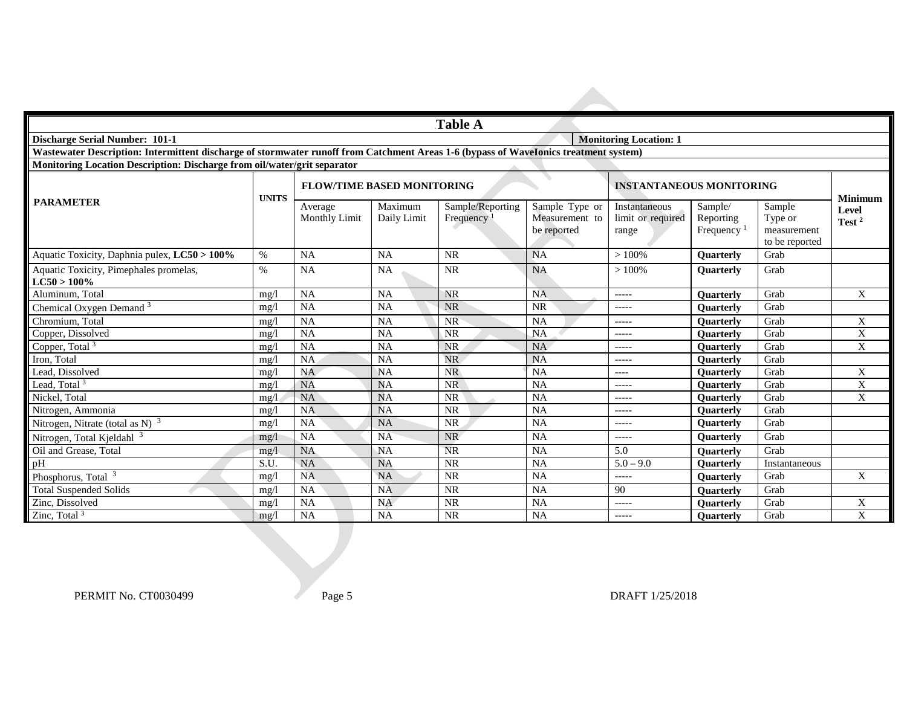**Table A**

| **Discharge Serial Number: 101-1** | | | | | | **Monitoring Location: 1** | | | |
|---|---|---|---|---|---|---|---|---|---|
| **Wastewater Description: Intermittent discharge of stormwater runoff from Catchment Areas 1-6 (bypass of WaveIonics treatment system)** | | | | | | | | | |
| **Monitoring Location Description: Discharge from oil/water/grit separator** | | | | | | | | | |
| **PARAMETER** | **UNITS** | **FLOW/TIME BASED MONITORING** | | | | **INSTANTANEOUS MONITORING** | | | **Minimum Level Test [2]** |
| | | Average Monthly Limit | Maximum Daily Limit | Sample/Reporting Frequency [1] | Sample Type or Measurement to be reported | Instantaneous limit or required range | Sample/ Reporting Frequency [1] | Sample Type or measurement to be reported | |
| Aquatic Toxicity, Daphnia pulex, **LC50 > 100%** | % | NA | NA | NR | NA | > 100% | **Quarterly** | Grab | |
| Aquatic Toxicity, Pimephales promelas, **LC50 > 100%** | % | NA | NA | NR | NA | > 100% | **Quarterly** | Grab | |
| Aluminum, Total | mg/l | NA | NA | NR | NA | ----- | **Quarterly** | Grab | X |
| Chemical Oxygen Demand [3] | mg/l | NA | NA | NR | NR | ----- | **Quarterly** | Grab | |
| Chromium, Total | mg/l | NA | NA | NR | NA | ----- | **Quarterly** | Grab | X |
| Copper, Dissolved | mg/l | NA | NA | NR | NA | ----- | **Quarterly** | Grab | X |
| Copper, Total [3] | mg/l | NA | NA | NR | NA | ----- | **Quarterly** | Grab | X |
| Iron, Total | mg/l | NA | NA | NR | NA | ----- | **Quarterly** | Grab | |
| Lead, Dissolved | mg/l | NA | NA | NR | NA | ---- | **Quarterly** | Grab | X |
| Lead, Total [3] | mg/l | NA | NA | NR | NA | ----- | **Quarterly** | Grab | X |
| Nickel, Total | mg/l | NA | NA | NR | NA | ----- | **Quarterly** | Grab | X |
| Nitrogen, Ammonia | mg/l | NA | NA | NR | NA | ----- | **Quarterly** | Grab | |
| Nitrogen, Nitrate (total as N) [3] | mg/l | NA | NA | NR | NA | ----- | **Quarterly** | Grab | |
| Nitrogen, Total Kjeldahl [3] | mg/l | NA | NA | NR | NA | ----- | **Quarterly** | Grab | |
| Oil and Grease, Total | mg/l | NA | NA | NR | NA | 5.0 | **Quarterly** | Grab | |
| pH | S.U. | NA | NA | NR | NA | 5.0 – 9.0 | **Quarterly** | Instantaneous | |
| Phosphorus, Total [3] | mg/l | NA | NA | NR | NA | ----- | **Quarterly** | Grab | X |
| Total Suspended Solids | mg/l | NA | NA | NR | NA | 90 | **Quarterly** | Grab | |
| Zinc, Dissolved | mg/l | NA | NA | NR | NA | ----- | **Quarterly** | Grab | X |
| Zinc, Total [3] | mg/l | NA | NA | NR | NA | ----- | **Quarterly** | Grab | X |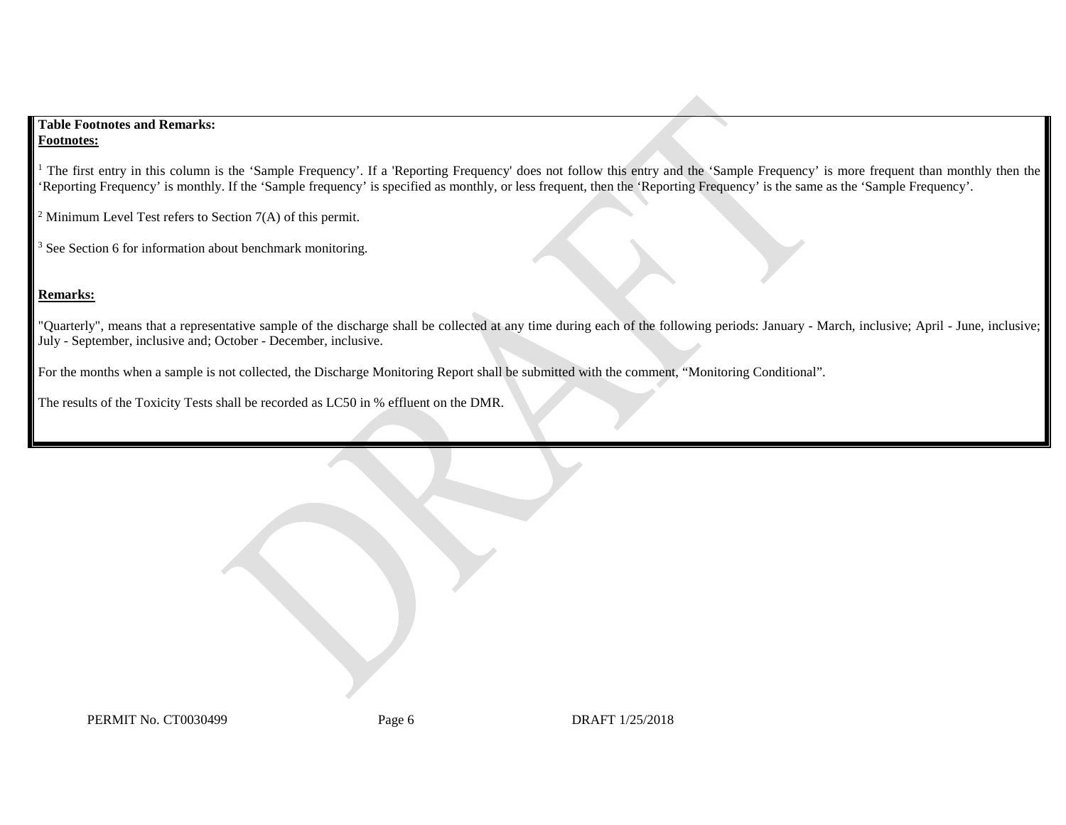**Table Footnotes and Remarks:**

**Footnotes:**

[1] The first entry in this column is the 'Sample Frequency'. If a 'Reporting Frequency' does not follow this entry and the 'Sample Frequency' is more frequent than monthly then the 'Reporting Frequency' is monthly. If the 'Sample frequency' is specified as monthly, or less frequent, then the 'Reporting Frequency' is the same as the 'Sample Frequency'.

[2] Minimum Level Test refers to Section 7(A) of this permit.

[3] See Section 6 for information about benchmark monitoring.

**Remarks:**

"Quarterly", means that a representative sample of the discharge shall be collected at any time during each of the following periods: January - March, inclusive; April - June, inclusive; July - September, inclusive and; October - December, inclusive.

For the months when a sample is not collected, the Discharge Monitoring Report shall be submitted with the comment, "Monitoring Conditional".

The results of the Toxicity Tests shall be recorded as LC50 in % effluent on the DMR.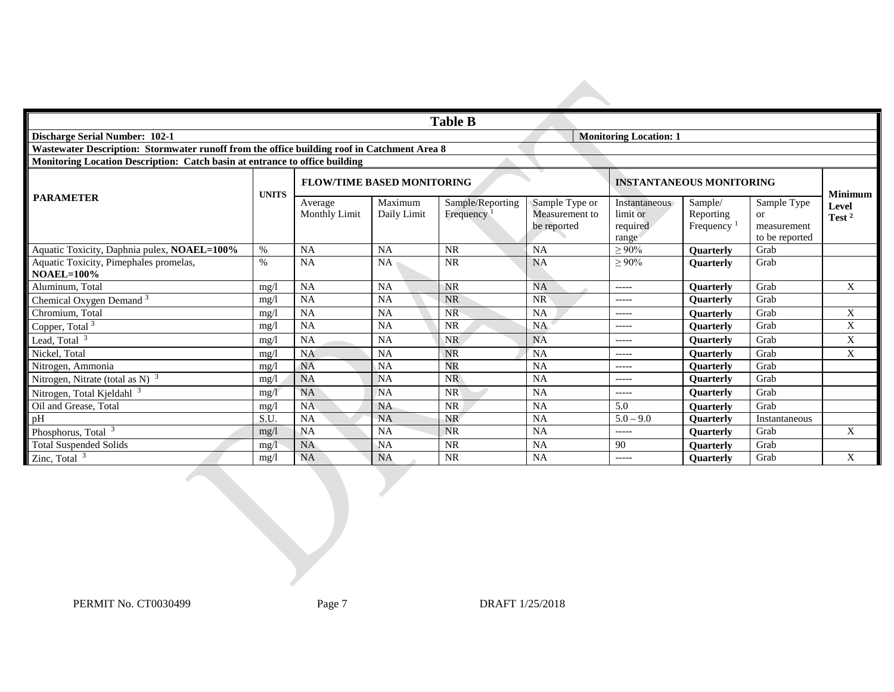**Table B**

| **Discharge Serial Number: 102-1** | | | | | | | **Monitoring Location: 1** | | | |
|---|---|---|---|---|---|---|---|---|---|---|
| **Wastewater Description: Stormwater runoff from the office building roof in Catchment Area 8** | | | | | | | | | | |
| **Monitoring Location Description: Catch basin at entrance to office building** | | | | | | | | | | |
| **PARAMETER** | **UNITS** | **FLOW/TIME BASED MONITORING** | | | | **INSTANTANEOUS MONITORING** | | | **Minimum Level Test** [2] |
| | | Average Monthly Limit | Maximum Daily Limit | Sample/Reporting Frequency [1] | Sample Type or Measurement to be reported | Instantaneous limit or required range | Sample/ Reporting Frequency [1] | Sample Type or measurement to be reported | |
| Aquatic Toxicity, Daphnia pulex, **NOAEL=100%** | % | NA | NA | NR | NA | ≥ 90% | **Quarterly** | Grab | |
| Aquatic Toxicity, Pimephales promelas, **NOAEL=100%** | % | NA | NA | NR | NA | ≥ 90% | **Quarterly** | Grab | |
| Aluminum, Total | mg/l | NA | NA | NR | NA | ----- | **Quarterly** | Grab | X |
| Chemical Oxygen Demand [3] | mg/l | NA | NA | NR | NR | ----- | **Quarterly** | Grab | |
| Chromium, Total | mg/l | NA | NA | NR | NA | ----- | **Quarterly** | Grab | X |
| Copper, Total [3] | mg/l | NA | NA | NR | NA | ----- | **Quarterly** | Grab | X |
| Lead, Total [3] | mg/l | NA | NA | NR | NA | ----- | **Quarterly** | Grab | X |
| Nickel, Total | mg/l | NA | NA | NR | NA | ----- | **Quarterly** | Grab | X |
| Nitrogen, Ammonia | mg/l | NA | NA | NR | NA | ----- | **Quarterly** | Grab | |
| Nitrogen, Nitrate (total as N) [3] | mg/l | NA | NA | NR | NA | ----- | **Quarterly** | Grab | |
| Nitrogen, Total Kjeldahl [3] | mg/l | NA | NA | NR | NA | ----- | **Quarterly** | Grab | |
| Oil and Grease, Total | mg/l | NA | NA | NR | NA | 5.0 | **Quarterly** | Grab | |
| pH | S.U. | NA | NA | NR | NA | 5.0 – 9.0 | **Quarterly** | Instantaneous | |
| Phosphorus, Total [3] | mg/l | NA | NA | NR | NA | ----- | **Quarterly** | Grab | X |
| Total Suspended Solids | mg/l | NA | NA | NR | NA | 90 | **Quarterly** | Grab | |
| Zinc, Total [3] | mg/l | NA | NA | NR | NA | ----- | **Quarterly** | Grab | X |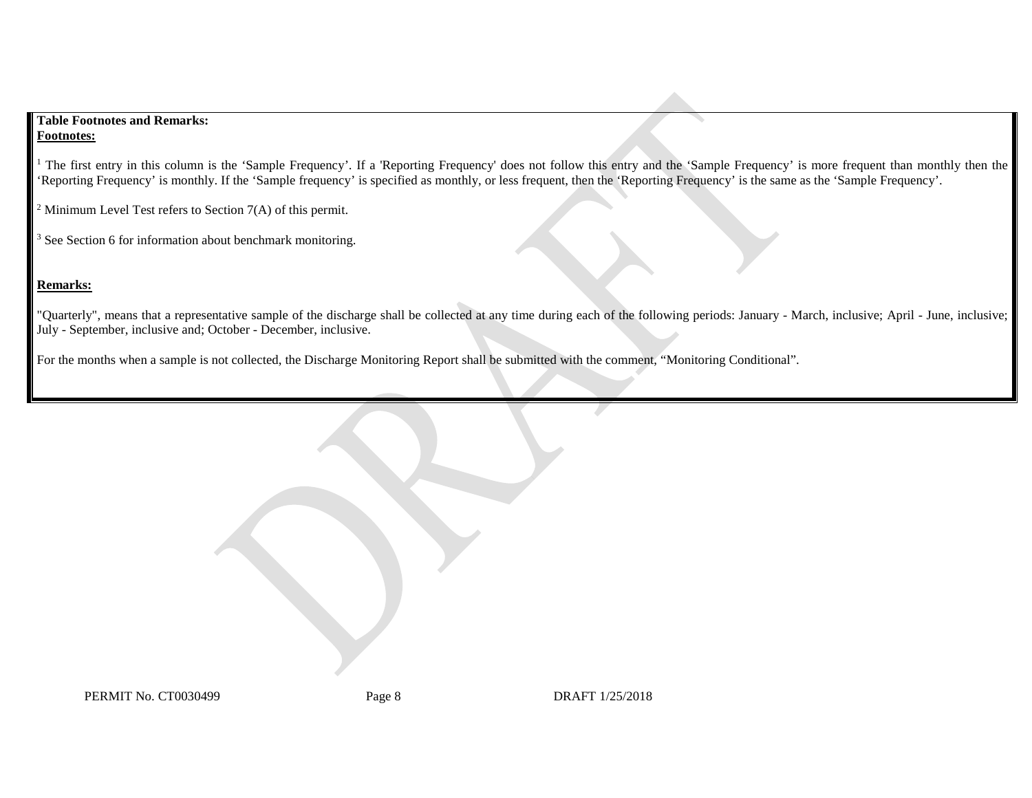**Table Footnotes and Remarks:**

**Footnotes:**

[1] The first entry in this column is the 'Sample Frequency'. If a 'Reporting Frequency' does not follow this entry and the 'Sample Frequency' is more frequent than monthly then the 'Reporting Frequency' is monthly. If the 'Sample frequency' is specified as monthly, or less frequent, then the 'Reporting Frequency' is the same as the 'Sample Frequency'.

[2] Minimum Level Test refers to Section 7(A) of this permit.

[3] See Section 6 for information about benchmark monitoring.

**Remarks:**

"Quarterly", means that a representative sample of the discharge shall be collected at any time during each of the following periods: January - March, inclusive; April - June, inclusive; July - September, inclusive and; October - December, inclusive.

For the months when a sample is not collected, the Discharge Monitoring Report shall be submitted with the comment, "Monitoring Conditional".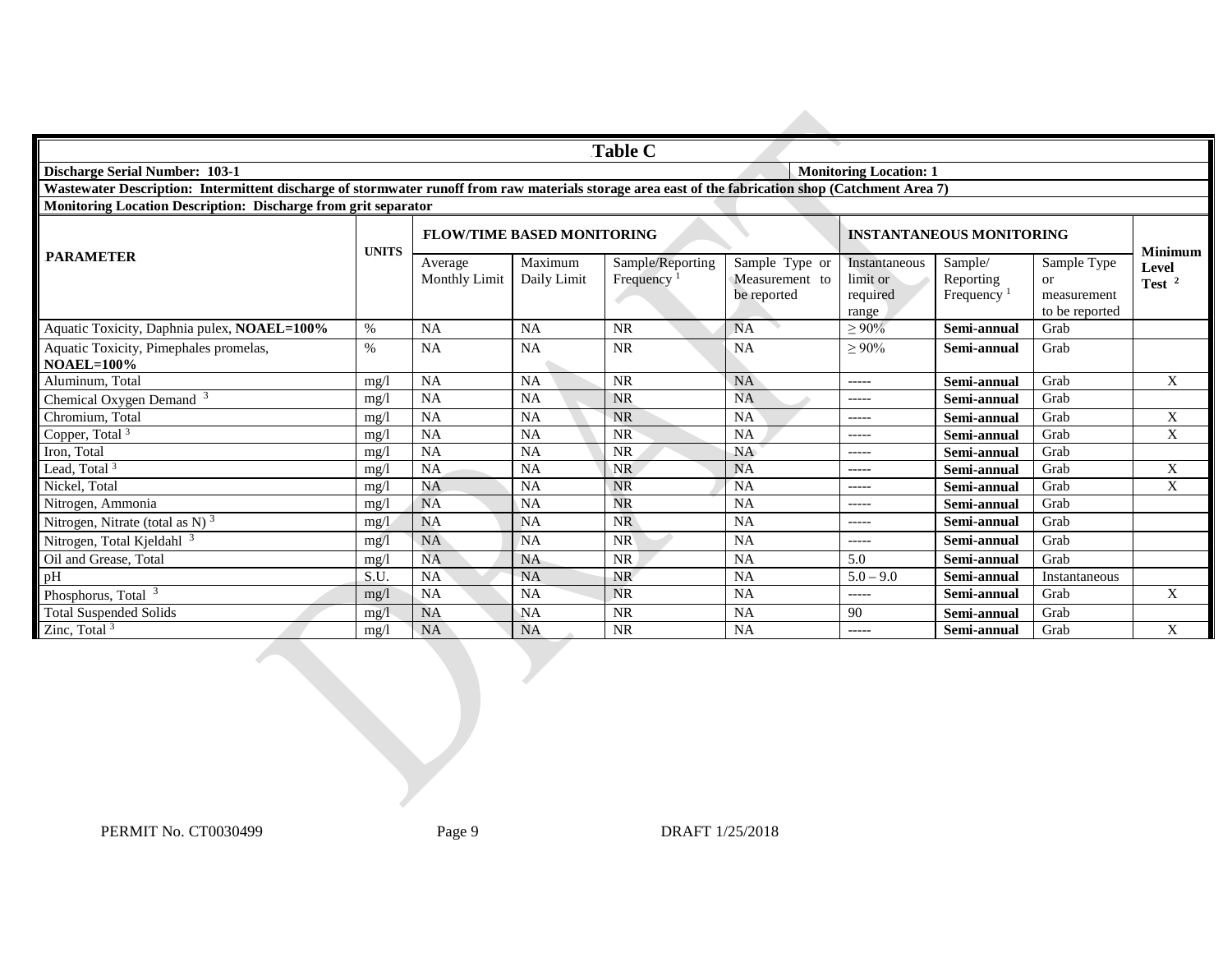## Table C

**Discharge Serial Number: 103-1** | **Monitoring Location: 1**

**Wastewater Description: Intermittent discharge of stormwater runoff from raw materials storage area east of the fabrication shop (Catchment Area 7)**

**Monitoring Location Description: Discharge from grit separator**

| **PARAMETER** | **UNITS** | **FLOW/TIME BASED MONITORING** | | | | **INSTANTANEOUS MONITORING** | | | **Minimum Level Test [2]** |
|---|---|---|---|---|---|---|---|---|---|
| | | Average Monthly Limit | Maximum Daily Limit | Sample/Reporting Frequency [1] | Sample Type or Measurement to be reported | Instantaneous limit or required range | Sample/ Reporting Frequency [1] | Sample Type or measurement to be reported | |
| Aquatic Toxicity, Daphnia pulex, **NOAEL=100%** | % | NA | NA | NR | NA | ≥ 90% | **Semi-annual** | Grab | |
| Aquatic Toxicity, Pimephales promelas, **NOAEL=100%** | % | NA | NA | NR | NA | ≥ 90% | **Semi-annual** | Grab | |
| Aluminum, Total | mg/l | NA | NA | NR | NA | ----- | **Semi-annual** | Grab | X |
| Chemical Oxygen Demand [3] | mg/l | NA | NA | NR | NA | ----- | **Semi-annual** | Grab | |
| Chromium, Total | mg/l | NA | NA | NR | NA | ----- | **Semi-annual** | Grab | X |
| Copper, Total [3] | mg/l | NA | NA | NR | NA | ----- | **Semi-annual** | Grab | X |
| Iron, Total | mg/l | NA | NA | NR | NA | ----- | **Semi-annual** | Grab | |
| Lead, Total [3] | mg/l | NA | NA | NR | NA | ----- | **Semi-annual** | Grab | X |
| Nickel, Total | mg/l | NA | NA | NR | NA | ----- | **Semi-annual** | Grab | X |
| Nitrogen, Ammonia | mg/l | NA | NA | NR | NA | ----- | **Semi-annual** | Grab | |
| Nitrogen, Nitrate (total as N) [3] | mg/l | NA | NA | NR | NA | ----- | **Semi-annual** | Grab | |
| Nitrogen, Total Kjeldahl [3] | mg/l | NA | NA | NR | NA | ----- | **Semi-annual** | Grab | |
| Oil and Grease, Total | mg/l | NA | NA | NR | NA | 5.0 | **Semi-annual** | Grab | |
| pH | S.U. | NA | NA | NR | NA | 5.0 – 9.0 | **Semi-annual** | Instantaneous | |
| Phosphorus, Total [3] | mg/l | NA | NA | NR | NA | ----- | **Semi-annual** | Grab | X |
| Total Suspended Solids | mg/l | NA | NA | NR | NA | 90 | **Semi-annual** | Grab | |
| Zinc, Total [3] | mg/l | NA | NA | NR | NA | ----- | **Semi-annual** | Grab | X |

PERMIT No. CT0030499 DRAFT 1/25/2018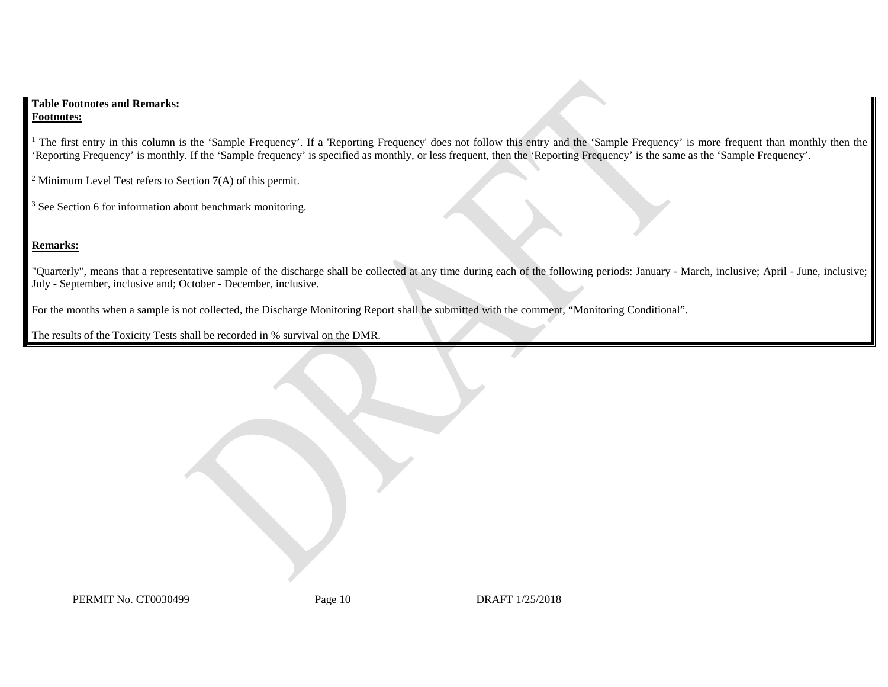**Table Footnotes and Remarks:**

**Footnotes:**

[1] The first entry in this column is the 'Sample Frequency'. If a 'Reporting Frequency' does not follow this entry and the 'Sample Frequency' is more frequent than monthly then the 'Reporting Frequency' is monthly. If the 'Sample frequency' is specified as monthly, or less frequent, then the 'Reporting Frequency' is the same as the 'Sample Frequency'.

[2] Minimum Level Test refers to Section 7(A) of this permit.

[3] See Section 6 for information about benchmark monitoring.

**Remarks:**

"Quarterly", means that a representative sample of the discharge shall be collected at any time during each of the following periods: January - March, inclusive; April - June, inclusive; July - September, inclusive and; October - December, inclusive.

For the months when a sample is not collected, the Discharge Monitoring Report shall be submitted with the comment, "Monitoring Conditional".

The results of the Toxicity Tests shall be recorded in % survival on the DMR.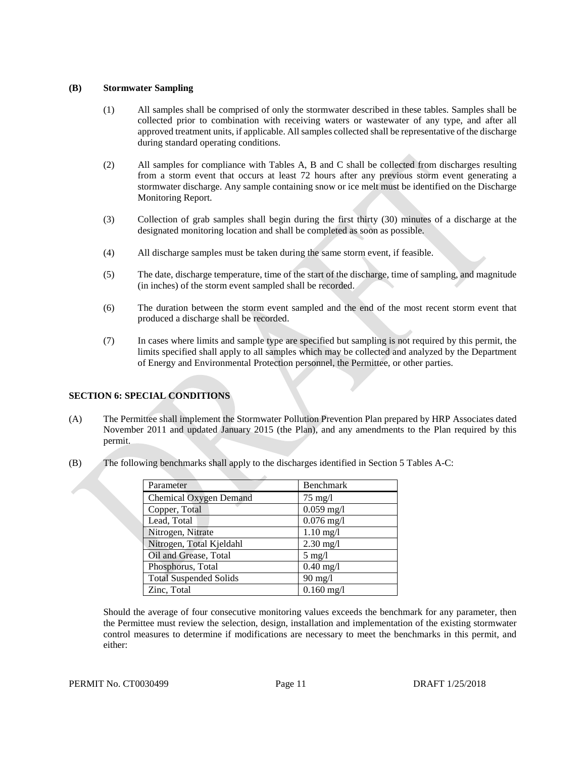### (B) Stormwater Sampling

(1) All samples shall be comprised of only the stormwater described in these tables. Samples shall be collected prior to combination with receiving waters or wastewater of any type, and after all approved treatment units, if applicable. All samples collected shall be representative of the discharge during standard operating conditions.

(2) All samples for compliance with Tables A, B and C shall be collected from discharges resulting from a storm event that occurs at least 72 hours after any previous storm event generating a stormwater discharge. Any sample containing snow or ice melt must be identified on the Discharge Monitoring Report.

(3) Collection of grab samples shall begin during the first thirty (30) minutes of a discharge at the designated monitoring location and shall be completed as soon as possible.

(4) All discharge samples must be taken during the same storm event, if feasible.

(5) The date, discharge temperature, time of the start of the discharge, time of sampling, and magnitude (in inches) of the storm event sampled shall be recorded.

(6) The duration between the storm event sampled and the end of the most recent storm event that produced a discharge shall be recorded.

(7) In cases where limits and sample type are specified but sampling is not required by this permit, the limits specified shall apply to all samples which may be collected and analyzed by the Department of Energy and Environmental Protection personnel, the Permittee, or other parties.

## SECTION 6: SPECIAL CONDITIONS

(A) The Permittee shall implement the Stormwater Pollution Prevention Plan prepared by HRP Associates dated November 2011 and updated January 2015 (the Plan), and any amendments to the Plan required by this permit.

(B) The following benchmarks shall apply to the discharges identified in Section 5 Tables A-C:

| Parameter | Benchmark |
|---|---|
| Chemical Oxygen Demand | 75 mg/l |
| Copper, Total | 0.059 mg/l |
| Lead, Total | 0.076 mg/l |
| Nitrogen, Nitrate | 1.10 mg/l |
| Nitrogen, Total Kjeldahl | 2.30 mg/l |
| Oil and Grease, Total | 5 mg/l |
| Phosphorus, Total | 0.40 mg/l |
| Total Suspended Solids | 90 mg/l |
| Zinc, Total | 0.160 mg/l |

Should the average of four consecutive monitoring values exceeds the benchmark for any parameter, then the Permittee must review the selection, design, installation and implementation of the existing stormwater control measures to determine if modifications are necessary to meet the benchmarks in this permit, and either: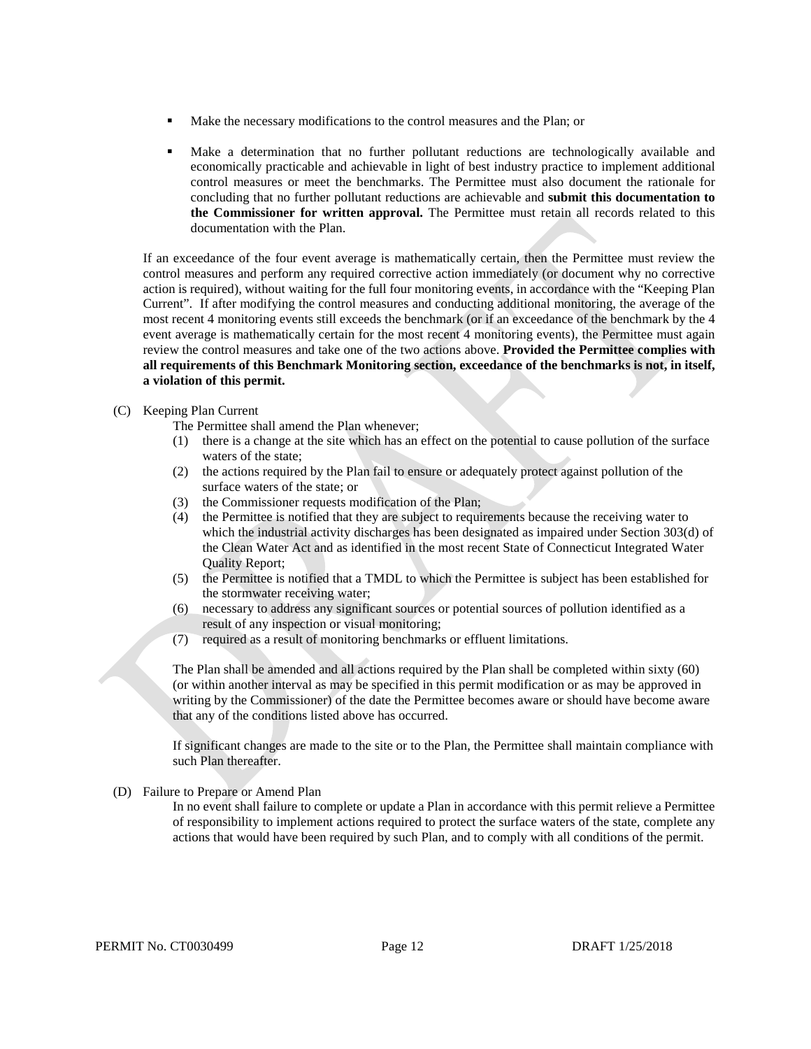- Make the necessary modifications to the control measures and the Plan; or
- Make a determination that no further pollutant reductions are technologically available and economically practicable and achievable in light of best industry practice to implement additional control measures or meet the benchmarks. The Permittee must also document the rationale for concluding that no further pollutant reductions are achievable and **submit this documentation to the Commissioner for written approval.** The Permittee must retain all records related to this documentation with the Plan.

If an exceedance of the four event average is mathematically certain, then the Permittee must review the control measures and perform any required corrective action immediately (or document why no corrective action is required), without waiting for the full four monitoring events, in accordance with the "Keeping Plan Current". If after modifying the control measures and conducting additional monitoring, the average of the most recent 4 monitoring events still exceeds the benchmark (or if an exceedance of the benchmark by the 4 event average is mathematically certain for the most recent 4 monitoring events), the Permittee must again review the control measures and take one of the two actions above. **Provided the Permittee complies with all requirements of this Benchmark Monitoring section, exceedance of the benchmarks is not, in itself, a violation of this permit.**

(C) Keeping Plan Current

The Permittee shall amend the Plan whenever;

(1) there is a change at the site which has an effect on the potential to cause pollution of the surface waters of the state;
(2) the actions required by the Plan fail to ensure or adequately protect against pollution of the surface waters of the state; or
(3) the Commissioner requests modification of the Plan;
(4) the Permittee is notified that they are subject to requirements because the receiving water to which the industrial activity discharges has been designated as impaired under Section 303(d) of the Clean Water Act and as identified in the most recent State of Connecticut Integrated Water Quality Report;
(5) the Permittee is notified that a TMDL to which the Permittee is subject has been established for the stormwater receiving water;
(6) necessary to address any significant sources or potential sources of pollution identified as a result of any inspection or visual monitoring;
(7) required as a result of monitoring benchmarks or effluent limitations.

The Plan shall be amended and all actions required by the Plan shall be completed within sixty (60) (or within another interval as may be specified in this permit modification or as may be approved in writing by the Commissioner) of the date the Permittee becomes aware or should have become aware that any of the conditions listed above has occurred.

If significant changes are made to the site or to the Plan, the Permittee shall maintain compliance with such Plan thereafter.

(D) Failure to Prepare or Amend Plan

In no event shall failure to complete or update a Plan in accordance with this permit relieve a Permittee of responsibility to implement actions required to protect the surface waters of the state, complete any actions that would have been required by such Plan, and to comply with all conditions of the permit.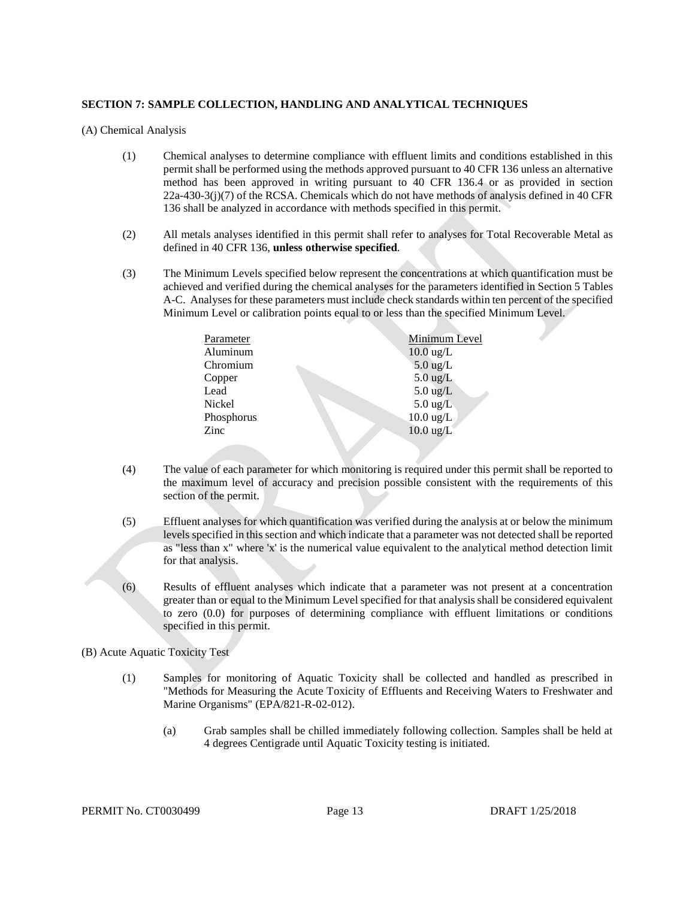**SECTION 7: SAMPLE COLLECTION, HANDLING AND ANALYTICAL TECHNIQUES**

(A) Chemical Analysis

(1) Chemical analyses to determine compliance with effluent limits and conditions established in this permit shall be performed using the methods approved pursuant to 40 CFR 136 unless an alternative method has been approved in writing pursuant to 40 CFR 136.4 or as provided in section 22a-430-3(j)(7) of the RCSA. Chemicals which do not have methods of analysis defined in 40 CFR 136 shall be analyzed in accordance with methods specified in this permit.

(2) All metals analyses identified in this permit shall refer to analyses for Total Recoverable Metal as defined in 40 CFR 136, **unless otherwise specified**.

(3) The Minimum Levels specified below represent the concentrations at which quantification must be achieved and verified during the chemical analyses for the parameters identified in Section 5 Tables A-C. Analyses for these parameters must include check standards within ten percent of the specified Minimum Level or calibration points equal to or less than the specified Minimum Level.

| Parameter | Minimum Level |
|---|---|
| Aluminum | 10.0 ug/L |
| Chromium | 5.0 ug/L |
| Copper | 5.0 ug/L |
| Lead | 5.0 ug/L |
| Nickel | 5.0 ug/L |
| Phosphorus | 10.0 ug/L |
| Zinc | 10.0 ug/L |

(4) The value of each parameter for which monitoring is required under this permit shall be reported to the maximum level of accuracy and precision possible consistent with the requirements of this section of the permit.

(5) Effluent analyses for which quantification was verified during the analysis at or below the minimum levels specified in this section and which indicate that a parameter was not detected shall be reported as "less than x" where 'x' is the numerical value equivalent to the analytical method detection limit for that analysis.

(6) Results of effluent analyses which indicate that a parameter was not present at a concentration greater than or equal to the Minimum Level specified for that analysis shall be considered equivalent to zero (0.0) for purposes of determining compliance with effluent limitations or conditions specified in this permit.

(B) Acute Aquatic Toxicity Test

(1) Samples for monitoring of Aquatic Toxicity shall be collected and handled as prescribed in "Methods for Measuring the Acute Toxicity of Effluents and Receiving Waters to Freshwater and Marine Organisms" (EPA/821-R-02-012).

(a) Grab samples shall be chilled immediately following collection. Samples shall be held at 4 degrees Centigrade until Aquatic Toxicity testing is initiated.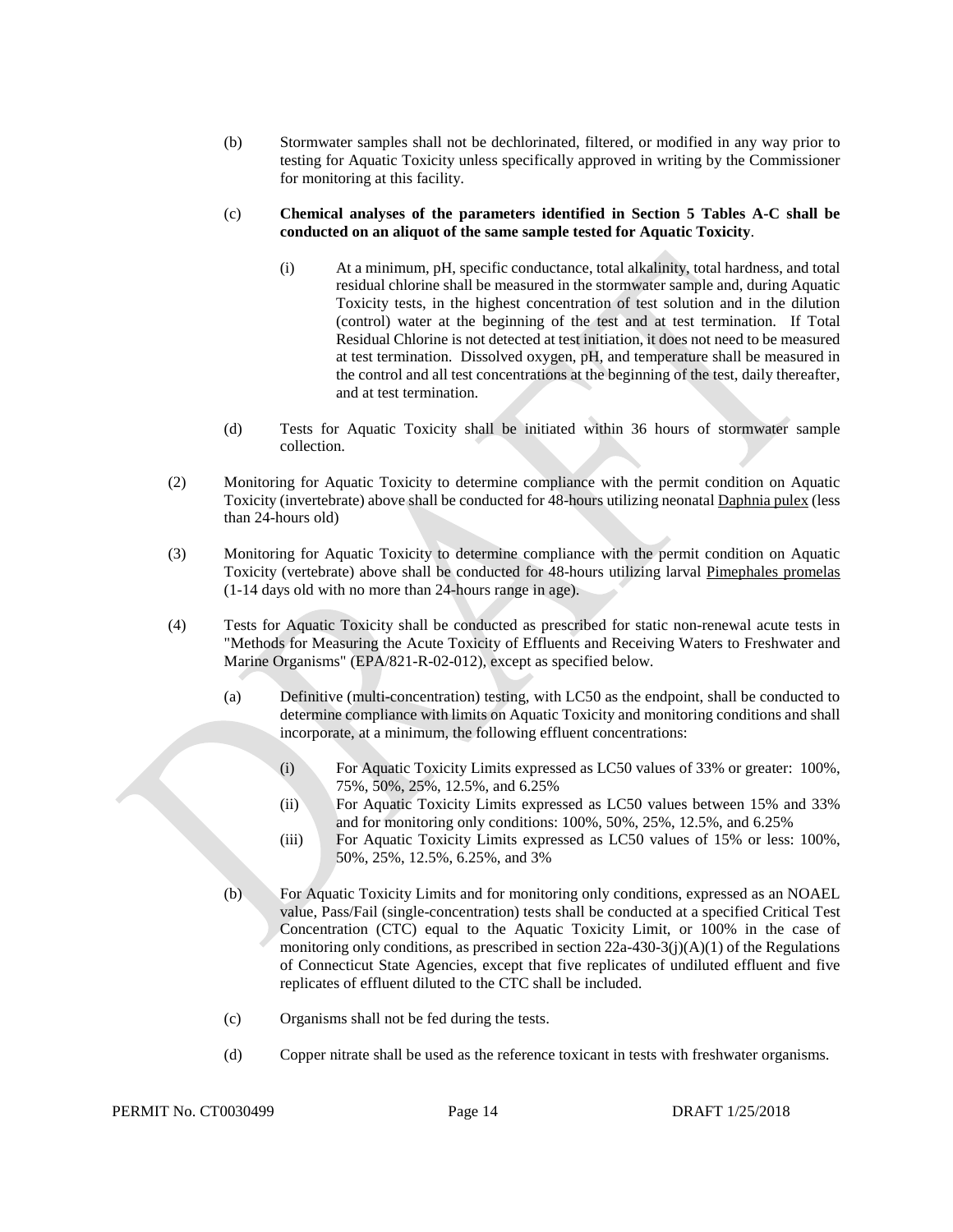(b) Stormwater samples shall not be dechlorinated, filtered, or modified in any way prior to testing for Aquatic Toxicity unless specifically approved in writing by the Commissioner for monitoring at this facility.

(c) **Chemical analyses of the parameters identified in Section 5 Tables A-C shall be conducted on an aliquot of the same sample tested for Aquatic Toxicity**.

(i) At a minimum, pH, specific conductance, total alkalinity, total hardness, and total residual chlorine shall be measured in the stormwater sample and, during Aquatic Toxicity tests, in the highest concentration of test solution and in the dilution (control) water at the beginning of the test and at test termination. If Total Residual Chlorine is not detected at test initiation, it does not need to be measured at test termination. Dissolved oxygen, pH, and temperature shall be measured in the control and all test concentrations at the beginning of the test, daily thereafter, and at test termination.

(d) Tests for Aquatic Toxicity shall be initiated within 36 hours of stormwater sample collection.

(2) Monitoring for Aquatic Toxicity to determine compliance with the permit condition on Aquatic Toxicity (invertebrate) above shall be conducted for 48-hours utilizing neonatal Daphnia pulex (less than 24-hours old)

(3) Monitoring for Aquatic Toxicity to determine compliance with the permit condition on Aquatic Toxicity (vertebrate) above shall be conducted for 48-hours utilizing larval Pimephales promelas (1-14 days old with no more than 24-hours range in age).

(4) Tests for Aquatic Toxicity shall be conducted as prescribed for static non-renewal acute tests in "Methods for Measuring the Acute Toxicity of Effluents and Receiving Waters to Freshwater and Marine Organisms" (EPA/821-R-02-012), except as specified below.

(a) Definitive (multi-concentration) testing, with LC50 as the endpoint, shall be conducted to determine compliance with limits on Aquatic Toxicity and monitoring conditions and shall incorporate, at a minimum, the following effluent concentrations:

(i) For Aquatic Toxicity Limits expressed as LC50 values of 33% or greater: 100%, 75%, 50%, 25%, 12.5%, and 6.25%

(ii) For Aquatic Toxicity Limits expressed as LC50 values between 15% and 33% and for monitoring only conditions: 100%, 50%, 25%, 12.5%, and 6.25%

(iii) For Aquatic Toxicity Limits expressed as LC50 values of 15% or less: 100%, 50%, 25%, 12.5%, 6.25%, and 3%

(b) For Aquatic Toxicity Limits and for monitoring only conditions, expressed as an NOAEL value, Pass/Fail (single-concentration) tests shall be conducted at a specified Critical Test Concentration (CTC) equal to the Aquatic Toxicity Limit, or 100% in the case of monitoring only conditions, as prescribed in section 22a-430-3(j)(A)(1) of the Regulations of Connecticut State Agencies, except that five replicates of undiluted effluent and five replicates of effluent diluted to the CTC shall be included.

(c) Organisms shall not be fed during the tests.

(d) Copper nitrate shall be used as the reference toxicant in tests with freshwater organisms.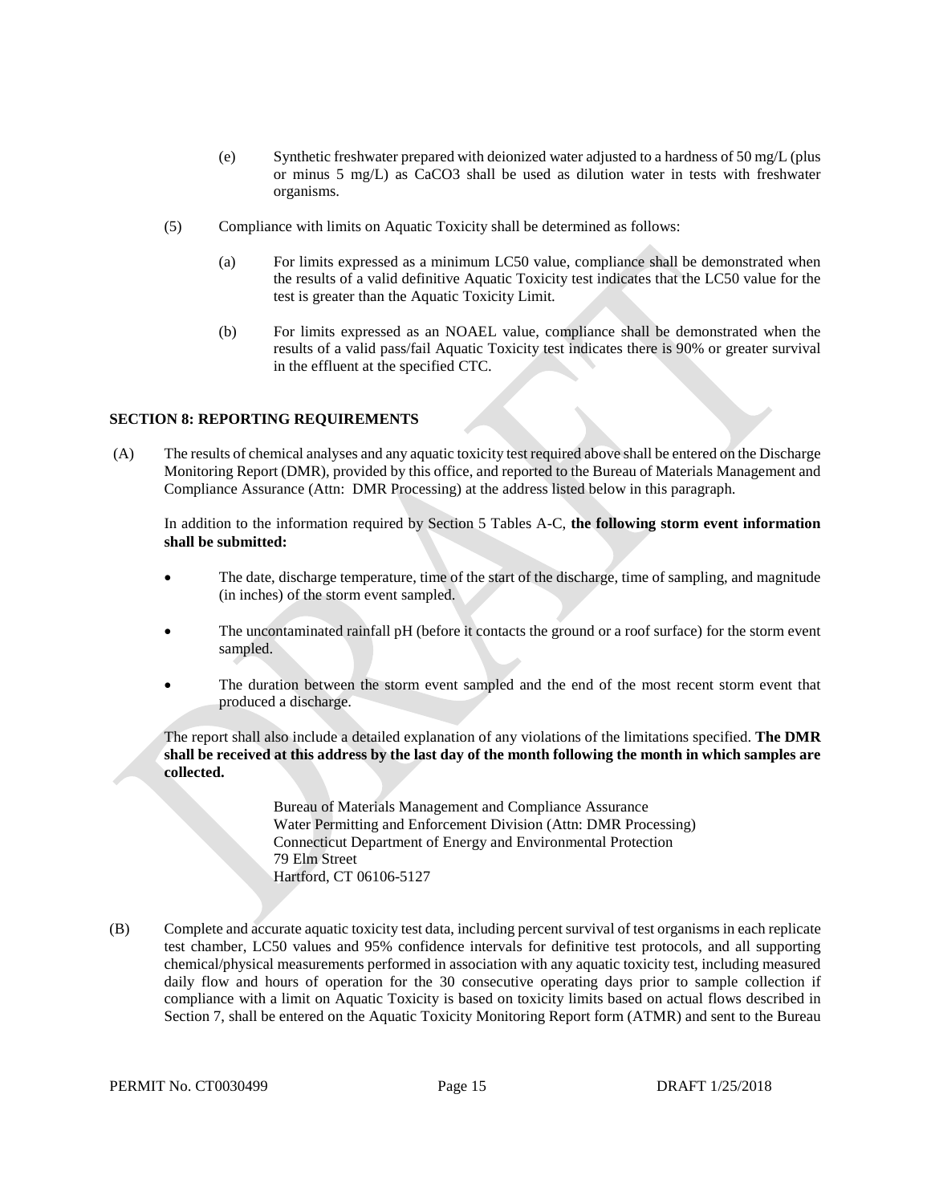(e) Synthetic freshwater prepared with deionized water adjusted to a hardness of 50 mg/L (plus or minus 5 mg/L) as $CaCO_3$ shall be used as dilution water in tests with freshwater organisms.

(5) Compliance with limits on Aquatic Toxicity shall be determined as follows:

(a) For limits expressed as a minimum LC50 value, compliance shall be demonstrated when the results of a valid definitive Aquatic Toxicity test indicates that the LC50 value for the test is greater than the Aquatic Toxicity Limit.

(b) For limits expressed as an NOAEL value, compliance shall be demonstrated when the results of a valid pass/fail Aquatic Toxicity test indicates there is 90% or greater survival in the effluent at the specified CTC.

## SECTION 8: REPORTING REQUIREMENTS

(A) The results of chemical analyses and any aquatic toxicity test required above shall be entered on the Discharge Monitoring Report (DMR), provided by this office, and reported to the Bureau of Materials Management and Compliance Assurance (Attn: DMR Processing) at the address listed below in this paragraph.

In addition to the information required by Section 5 Tables A-C, **the following storm event information shall be submitted:**

- The date, discharge temperature, time of the start of the discharge, time of sampling, and magnitude (in inches) of the storm event sampled.
- The uncontaminated rainfall pH (before it contacts the ground or a roof surface) for the storm event sampled.
- The duration between the storm event sampled and the end of the most recent storm event that produced a discharge.

The report shall also include a detailed explanation of any violations of the limitations specified. **The DMR shall be received at this address by the last day of the month following the month in which samples are collected.**

Bureau of Materials Management and Compliance Assurance
Water Permitting and Enforcement Division (Attn: DMR Processing)
Connecticut Department of Energy and Environmental Protection
79 Elm Street
Hartford, CT 06106-5127

(B) Complete and accurate aquatic toxicity test data, including percent survival of test organisms in each replicate test chamber, LC50 values and 95% confidence intervals for definitive test protocols, and all supporting chemical/physical measurements performed in association with any aquatic toxicity test, including measured daily flow and hours of operation for the 30 consecutive operating days prior to sample collection if compliance with a limit on Aquatic Toxicity is based on toxicity limits based on actual flows described in Section 7, shall be entered on the Aquatic Toxicity Monitoring Report form (ATMR) and sent to the Bureau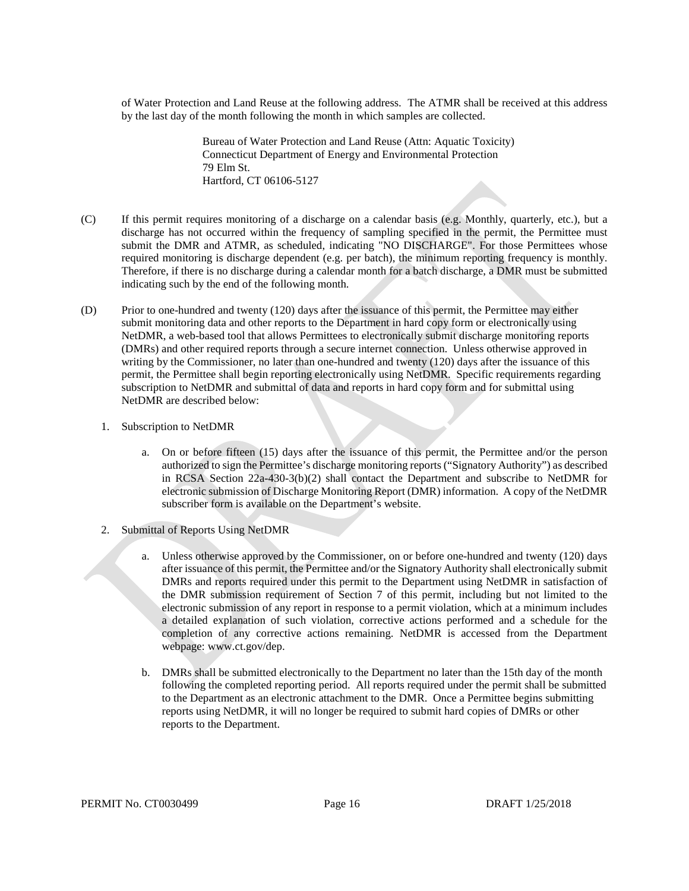of Water Protection and Land Reuse at the following address. The ATMR shall be received at this address by the last day of the month following the month in which samples are collected.

> Bureau of Water Protection and Land Reuse (Attn: Aquatic Toxicity)
> Connecticut Department of Energy and Environmental Protection
> 79 Elm St.
> Hartford, CT 06106-5127

(C) If this permit requires monitoring of a discharge on a calendar basis (e.g. Monthly, quarterly, etc.), but a discharge has not occurred within the frequency of sampling specified in the permit, the Permittee must submit the DMR and ATMR, as scheduled, indicating "NO DISCHARGE". For those Permittees whose required monitoring is discharge dependent (e.g. per batch), the minimum reporting frequency is monthly. Therefore, if there is no discharge during a calendar month for a batch discharge, a DMR must be submitted indicating such by the end of the following month.

(D) Prior to one-hundred and twenty (120) days after the issuance of this permit, the Permittee may either submit monitoring data and other reports to the Department in hard copy form or electronically using NetDMR, a web-based tool that allows Permittees to electronically submit discharge monitoring reports (DMRs) and other required reports through a secure internet connection. Unless otherwise approved in writing by the Commissioner, no later than one-hundred and twenty (120) days after the issuance of this permit, the Permittee shall begin reporting electronically using NetDMR. Specific requirements regarding subscription to NetDMR and submittal of data and reports in hard copy form and for submittal using NetDMR are described below:

1. Subscription to NetDMR

    a. On or before fifteen (15) days after the issuance of this permit, the Permittee and/or the person authorized to sign the Permittee's discharge monitoring reports ("Signatory Authority") as described in RCSA Section 22a-430-3(b)(2) shall contact the Department and subscribe to NetDMR for electronic submission of Discharge Monitoring Report (DMR) information. A copy of the NetDMR subscriber form is available on the Department's website.

2. Submittal of Reports Using NetDMR

    a. Unless otherwise approved by the Commissioner, on or before one-hundred and twenty (120) days after issuance of this permit, the Permittee and/or the Signatory Authority shall electronically submit DMRs and reports required under this permit to the Department using NetDMR in satisfaction of the DMR submission requirement of Section 7 of this permit, including but not limited to the electronic submission of any report in response to a permit violation, which at a minimum includes a detailed explanation of such violation, corrective actions performed and a schedule for the completion of any corrective actions remaining. NetDMR is accessed from the Department webpage: www.ct.gov/dep.

    b. DMRs shall be submitted electronically to the Department no later than the 15th day of the month following the completed reporting period. All reports required under the permit shall be submitted to the Department as an electronic attachment to the DMR. Once a Permittee begins submitting reports using NetDMR, it will no longer be required to submit hard copies of DMRs or other reports to the Department.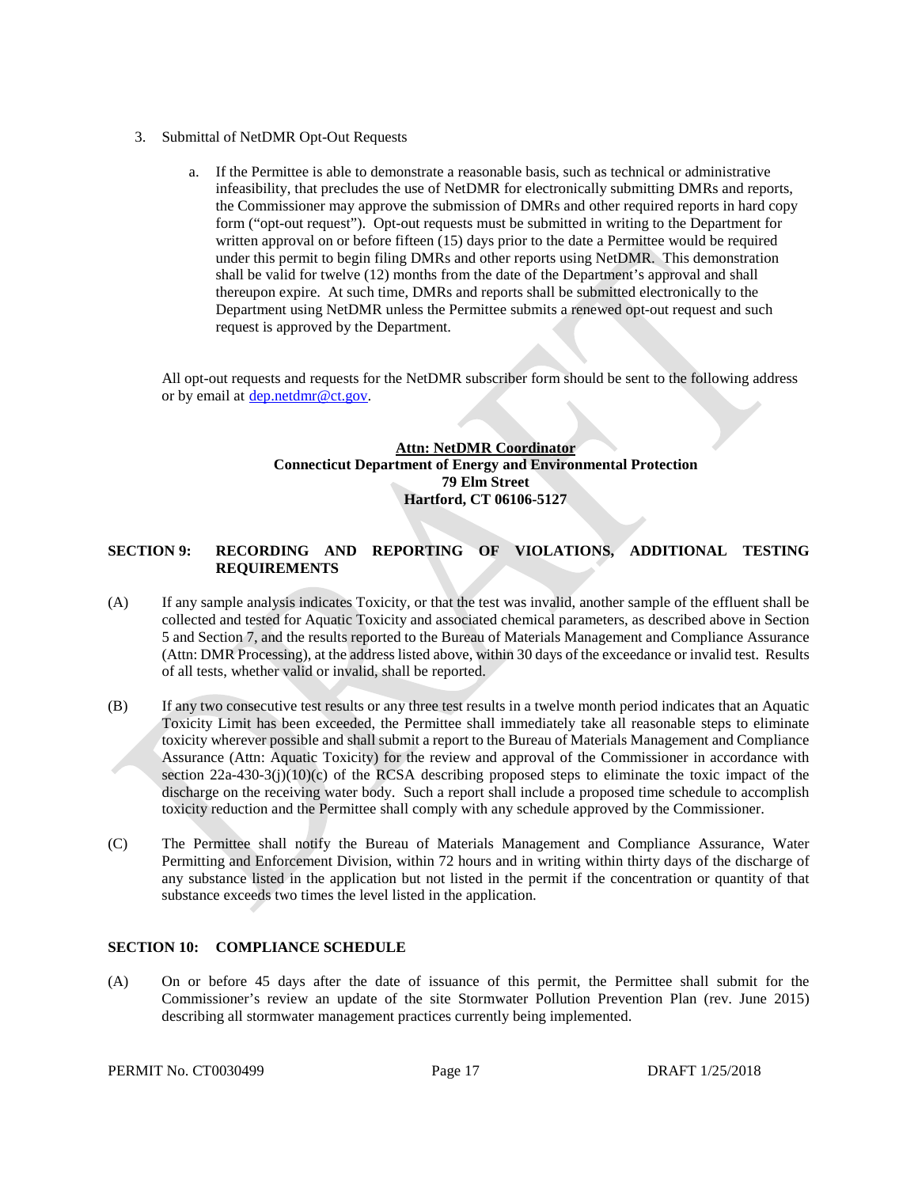3. Submittal of NetDMR Opt-Out Requests

    a. If the Permittee is able to demonstrate a reasonable basis, such as technical or administrative infeasibility, that precludes the use of NetDMR for electronically submitting DMRs and reports, the Commissioner may approve the submission of DMRs and other required reports in hard copy form ("opt-out request"). Opt-out requests must be submitted in writing to the Department for written approval on or before fifteen (15) days prior to the date a Permittee would be required under this permit to begin filing DMRs and other reports using NetDMR. This demonstration shall be valid for twelve (12) months from the date of the Department's approval and shall thereupon expire. At such time, DMRs and reports shall be submitted electronically to the Department using NetDMR unless the Permittee submits a renewed opt-out request and such request is approved by the Department.

All opt-out requests and requests for the NetDMR subscriber form should be sent to the following address or by email at dep.netdmr@ct.gov.

**Attn: NetDMR Coordinator**
**Connecticut Department of Energy and Environmental Protection**
**79 Elm Street**
**Hartford, CT 06106-5127**

## SECTION 9: RECORDING AND REPORTING OF VIOLATIONS, ADDITIONAL TESTING REQUIREMENTS

(A) If any sample analysis indicates Toxicity, or that the test was invalid, another sample of the effluent shall be collected and tested for Aquatic Toxicity and associated chemical parameters, as described above in Section 5 and Section 7, and the results reported to the Bureau of Materials Management and Compliance Assurance (Attn: DMR Processing), at the address listed above, within 30 days of the exceedance or invalid test. Results of all tests, whether valid or invalid, shall be reported.

(B) If any two consecutive test results or any three test results in a twelve month period indicates that an Aquatic Toxicity Limit has been exceeded, the Permittee shall immediately take all reasonable steps to eliminate toxicity wherever possible and shall submit a report to the Bureau of Materials Management and Compliance Assurance (Attn: Aquatic Toxicity) for the review and approval of the Commissioner in accordance with section 22a-430-3(j)(10)(c) of the RCSA describing proposed steps to eliminate the toxic impact of the discharge on the receiving water body. Such a report shall include a proposed time schedule to accomplish toxicity reduction and the Permittee shall comply with any schedule approved by the Commissioner.

(C) The Permittee shall notify the Bureau of Materials Management and Compliance Assurance, Water Permitting and Enforcement Division, within 72 hours and in writing within thirty days of the discharge of any substance listed in the application but not listed in the permit if the concentration or quantity of that substance exceeds two times the level listed in the application.

## SECTION 10: COMPLIANCE SCHEDULE

(A) On or before 45 days after the date of issuance of this permit, the Permittee shall submit for the Commissioner's review an update of the site Stormwater Pollution Prevention Plan (rev. June 2015) describing all stormwater management practices currently being implemented.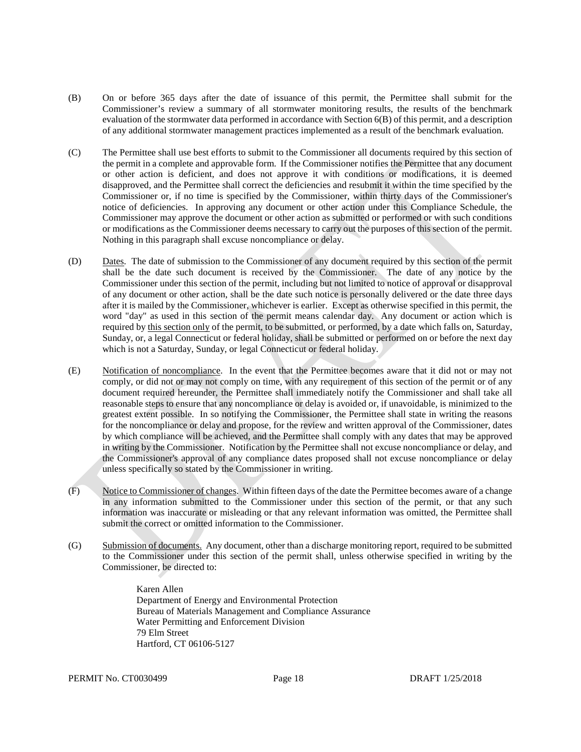(B) On or before 365 days after the date of issuance of this permit, the Permittee shall submit for the Commissioner's review a summary of all stormwater monitoring results, the results of the benchmark evaluation of the stormwater data performed in accordance with Section 6(B) of this permit, and a description of any additional stormwater management practices implemented as a result of the benchmark evaluation.

(C) The Permittee shall use best efforts to submit to the Commissioner all documents required by this section of the permit in a complete and approvable form. If the Commissioner notifies the Permittee that any document or other action is deficient, and does not approve it with conditions or modifications, it is deemed disapproved, and the Permittee shall correct the deficiencies and resubmit it within the time specified by the Commissioner or, if no time is specified by the Commissioner, within thirty days of the Commissioner's notice of deficiencies. In approving any document or other action under this Compliance Schedule, the Commissioner may approve the document or other action as submitted or performed or with such conditions or modifications as the Commissioner deems necessary to carry out the purposes of this section of the permit. Nothing in this paragraph shall excuse noncompliance or delay.

(D) Dates. The date of submission to the Commissioner of any document required by this section of the permit shall be the date such document is received by the Commissioner. The date of any notice by the Commissioner under this section of the permit, including but not limited to notice of approval or disapproval of any document or other action, shall be the date such notice is personally delivered or the date three days after it is mailed by the Commissioner, whichever is earlier. Except as otherwise specified in this permit, the word "day" as used in this section of the permit means calendar day. Any document or action which is required by this section only of the permit, to be submitted, or performed, by a date which falls on, Saturday, Sunday, or, a legal Connecticut or federal holiday, shall be submitted or performed on or before the next day which is not a Saturday, Sunday, or legal Connecticut or federal holiday.

(E) Notification of noncompliance. In the event that the Permittee becomes aware that it did not or may not comply, or did not or may not comply on time, with any requirement of this section of the permit or of any document required hereunder, the Permittee shall immediately notify the Commissioner and shall take all reasonable steps to ensure that any noncompliance or delay is avoided or, if unavoidable, is minimized to the greatest extent possible. In so notifying the Commissioner, the Permittee shall state in writing the reasons for the noncompliance or delay and propose, for the review and written approval of the Commissioner, dates by which compliance will be achieved, and the Permittee shall comply with any dates that may be approved in writing by the Commissioner. Notification by the Permittee shall not excuse noncompliance or delay, and the Commissioner's approval of any compliance dates proposed shall not excuse noncompliance or delay unless specifically so stated by the Commissioner in writing.

(F) Notice to Commissioner of changes. Within fifteen days of the date the Permittee becomes aware of a change in any information submitted to the Commissioner under this section of the permit, or that any such information was inaccurate or misleading or that any relevant information was omitted, the Permittee shall submit the correct or omitted information to the Commissioner.

(G) Submission of documents. Any document, other than a discharge monitoring report, required to be submitted to the Commissioner under this section of the permit shall, unless otherwise specified in writing by the Commissioner, be directed to:

Karen Allen
Department of Energy and Environmental Protection
Bureau of Materials Management and Compliance Assurance
Water Permitting and Enforcement Division
79 Elm Street
Hartford, CT 06106-5127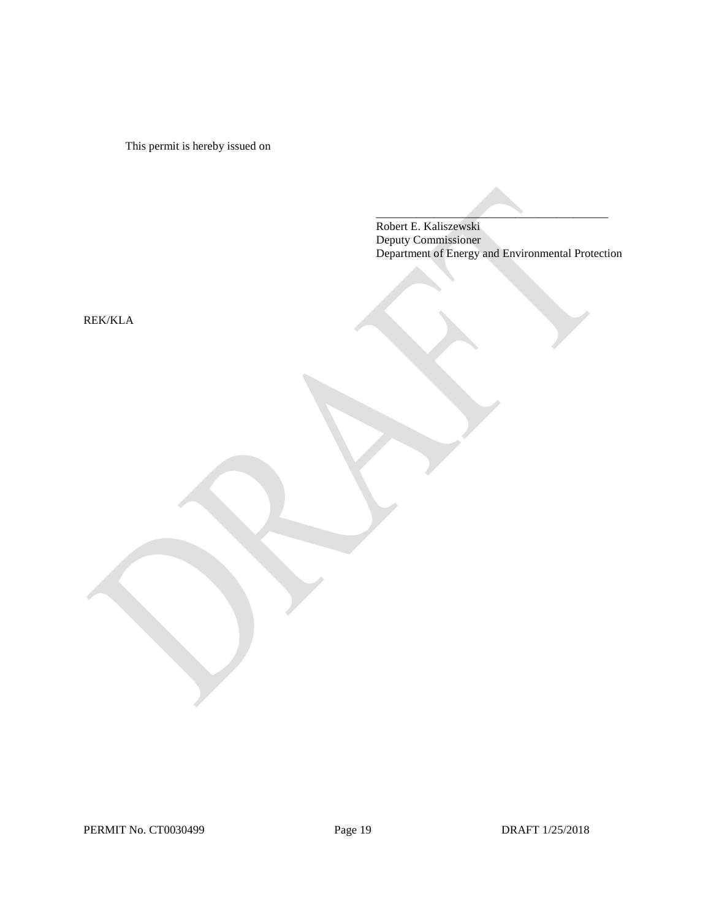This permit is hereby issued on

\_\_\_\_\_\_\_\_\_\_\_\_\_\_\_\_\_\_\_\_\_\_\_\_\_\_\_\_\_\_\_\_\_\_\_\_\_\_\_\_

Robert E. Kaliszewski
Deputy Commissioner
Department of Energy and Environmental Protection

REK/KLA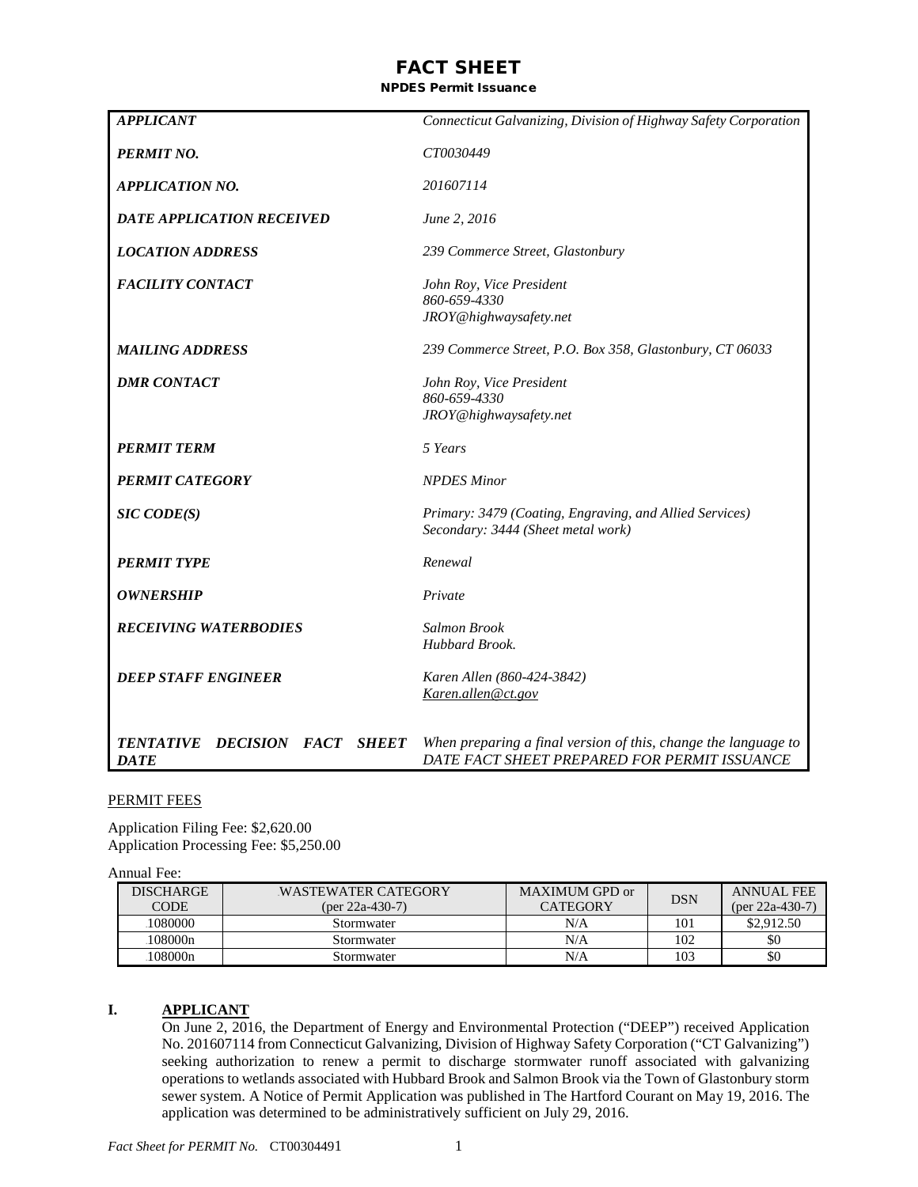# FACT SHEET

## NPDES Permit Issuance

| | |
|---|---|
| ***APPLICANT*** | *Connecticut Galvanizing, Division of Highway Safety Corporation* |
| ***PERMIT NO.*** | *CT0030449* |
| ***APPLICATION NO.*** | *201607114* |
| ***DATE APPLICATION RECEIVED*** | *June 2, 2016* |
| ***LOCATION ADDRESS*** | *239 Commerce Street, Glastonbury* |
| ***FACILITY CONTACT*** | *John Roy, Vice President*<br>*860-659-4330*<br>*JROY@highwaysafety.net* |
| ***MAILING ADDRESS*** | *239 Commerce Street, P.O. Box 358, Glastonbury, CT 06033* |
| ***DMR CONTACT*** | *John Roy, Vice President*<br>*860-659-4330*<br>*JROY@highwaysafety.net* |
| ***PERMIT TERM*** | *5 Years* |
| ***PERMIT CATEGORY*** | *NPDES Minor* |
| ***SIC CODE(S)*** | *Primary: 3479 (Coating, Engraving, and Allied Services)*<br>*Secondary: 3444 (Sheet metal work)* |
| ***PERMIT TYPE*** | *Renewal* |
| ***OWNERSHIP*** | *Private* |
| ***RECEIVING WATERBODIES*** | *Salmon Brook*<br>*Hubbard Brook.* |
| ***DEEP STAFF ENGINEER*** | *Karen Allen (860-424-3842)*<br>*Karen.allen@ct.gov* |
| ***TENTATIVE DECISION FACT SHEET DATE*** | *When preparing a final version of this, change the language to DATE FACT SHEET PREPARED FOR PERMIT ISSUANCE* |

PERMIT FEES

Application Filing Fee: $2,620.00
Application Processing Fee: $5,250.00

Annual Fee:

| DISCHARGE CODE | WASTEWATER CATEGORY (per 22a-430-7) | MAXIMUM GPD or CATEGORY | DSN | ANNUAL FEE (per 22a-430-7) |
|---|---|---|---|---|
| 1080000 | Stormwater | N/A | 101 | $2,912.50 |
| 108000n | Stormwater | N/A | 102 | $0 |
| 108000n | Stormwater | N/A | 103 | $0 |

## I. APPLICANT

On June 2, 2016, the Department of Energy and Environmental Protection ("DEEP") received Application No. 201607114 from Connecticut Galvanizing, Division of Highway Safety Corporation ("CT Galvanizing") seeking authorization to renew a permit to discharge stormwater runoff associated with galvanizing operations to wetlands associated with Hubbard Brook and Salmon Brook via the Town of Glastonbury storm sewer system. A Notice of Permit Application was published in The Hartford Courant on May 19, 2016. The application was determined to be administratively sufficient on July 29, 2016.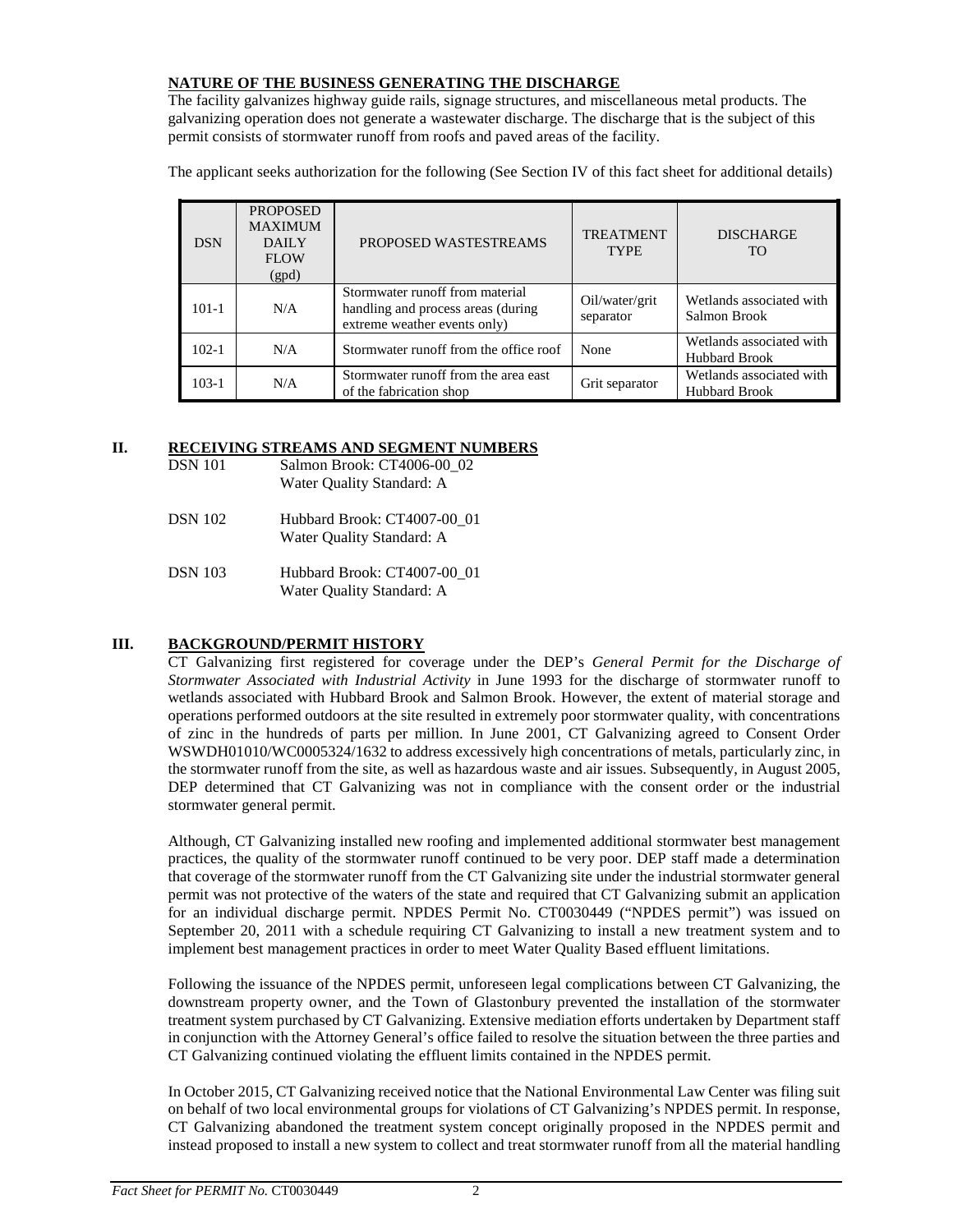### NATURE OF THE BUSINESS GENERATING THE DISCHARGE

The facility galvanizes highway guide rails, signage structures, and miscellaneous metal products. The galvanizing operation does not generate a wastewater discharge. The discharge that is the subject of this permit consists of stormwater runoff from roofs and paved areas of the facility.

The applicant seeks authorization for the following (See Section IV of this fact sheet for additional details)

| DSN | PROPOSED MAXIMUM DAILY FLOW (gpd) | PROPOSED WASTESTREAMS | TREATMENT TYPE | DISCHARGE TO |
|---|---|---|---|---|
| 101-1 | N/A | Stormwater runoff from material handling and process areas (during extreme weather events only) | Oil/water/grit separator | Wetlands associated with Salmon Brook |
| 102-1 | N/A | Stormwater runoff from the office roof | None | Wetlands associated with Hubbard Brook |
| 103-1 | N/A | Stormwater runoff from the area east of the fabrication shop | Grit separator | Wetlands associated with Hubbard Brook |

## II. RECEIVING STREAMS AND SEGMENT NUMBERS

DSN 101 Salmon Brook: CT4006-00_02
Water Quality Standard: A

DSN 102 Hubbard Brook: CT4007-00_01
Water Quality Standard: A

DSN 103 Hubbard Brook: CT4007-00_01
Water Quality Standard: A

## III. BACKGROUND/PERMIT HISTORY

CT Galvanizing first registered for coverage under the DEP's *General Permit for the Discharge of Stormwater Associated with Industrial Activity* in June 1993 for the discharge of stormwater runoff to wetlands associated with Hubbard Brook and Salmon Brook. However, the extent of material storage and operations performed outdoors at the site resulted in extremely poor stormwater quality, with concentrations of zinc in the hundreds of parts per million. In June 2001, CT Galvanizing agreed to Consent Order WSWDH01010/WC0005324/1632 to address excessively high concentrations of metals, particularly zinc, in the stormwater runoff from the site, as well as hazardous waste and air issues. Subsequently, in August 2005, DEP determined that CT Galvanizing was not in compliance with the consent order or the industrial stormwater general permit.

Although, CT Galvanizing installed new roofing and implemented additional stormwater best management practices, the quality of the stormwater runoff continued to be very poor. DEP staff made a determination that coverage of the stormwater runoff from the CT Galvanizing site under the industrial stormwater general permit was not protective of the waters of the state and required that CT Galvanizing submit an application for an individual discharge permit. NPDES Permit No. CT0030449 ("NPDES permit") was issued on September 20, 2011 with a schedule requiring CT Galvanizing to install a new treatment system and to implement best management practices in order to meet Water Quality Based effluent limitations.

Following the issuance of the NPDES permit, unforeseen legal complications between CT Galvanizing, the downstream property owner, and the Town of Glastonbury prevented the installation of the stormwater treatment system purchased by CT Galvanizing. Extensive mediation efforts undertaken by Department staff in conjunction with the Attorney General's office failed to resolve the situation between the three parties and CT Galvanizing continued violating the effluent limits contained in the NPDES permit.

In October 2015, CT Galvanizing received notice that the National Environmental Law Center was filing suit on behalf of two local environmental groups for violations of CT Galvanizing's NPDES permit. In response, CT Galvanizing abandoned the treatment system concept originally proposed in the NPDES permit and instead proposed to install a new system to collect and treat stormwater runoff from all the material handling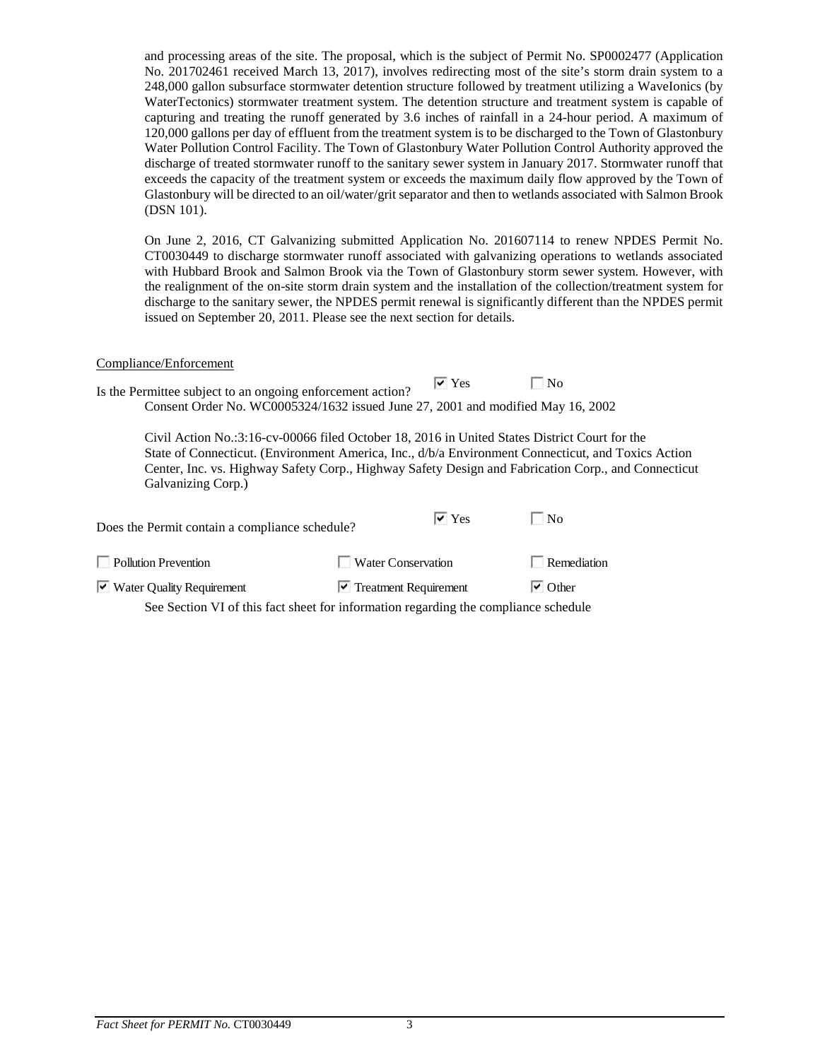and processing areas of the site. The proposal, which is the subject of Permit No. SP0002477 (Application No. 201702461 received March 13, 2017), involves redirecting most of the site's storm drain system to a 248,000 gallon subsurface stormwater detention structure followed by treatment utilizing a WaveIonics (by WaterTectonics) stormwater treatment system. The detention structure and treatment system is capable of capturing and treating the runoff generated by 3.6 inches of rainfall in a 24-hour period. A maximum of 120,000 gallons per day of effluent from the treatment system is to be discharged to the Town of Glastonbury Water Pollution Control Facility. The Town of Glastonbury Water Pollution Control Authority approved the discharge of treated stormwater runoff to the sanitary sewer system in January 2017. Stormwater runoff that exceeds the capacity of the treatment system or exceeds the maximum daily flow approved by the Town of Glastonbury will be directed to an oil/water/grit separator and then to wetlands associated with Salmon Brook (DSN 101).

On June 2, 2016, CT Galvanizing submitted Application No. 201607114 to renew NPDES Permit No. CT0030449 to discharge stormwater runoff associated with galvanizing operations to wetlands associated with Hubbard Brook and Salmon Brook via the Town of Glastonbury storm sewer system. However, with the realignment of the on-site storm drain system and the installation of the collection/treatment system for discharge to the sanitary sewer, the NPDES permit renewal is significantly different than the NPDES permit issued on September 20, 2011. Please see the next section for details.

Compliance/Enforcement

Is the Permittee subject to an ongoing enforcement action? ☑ Yes ☐ No

Consent Order No. WC0005324/1632 issued June 27, 2001 and modified May 16, 2002

Civil Action No.:3:16-cv-00066 filed October 18, 2016 in United States District Court for the State of Connecticut. (Environment America, Inc., d/b/a Environment Connecticut, and Toxics Action Center, Inc. vs. Highway Safety Corp., Highway Safety Design and Fabrication Corp., and Connecticut Galvanizing Corp.)

Does the Permit contain a compliance schedule? ☑ Yes ☐ No

☐ Pollution Prevention ☐ Water Conservation ☐ Remediation

☑ Water Quality Requirement ☑ Treatment Requirement ☑ Other

See Section VI of this fact sheet for information regarding the compliance schedule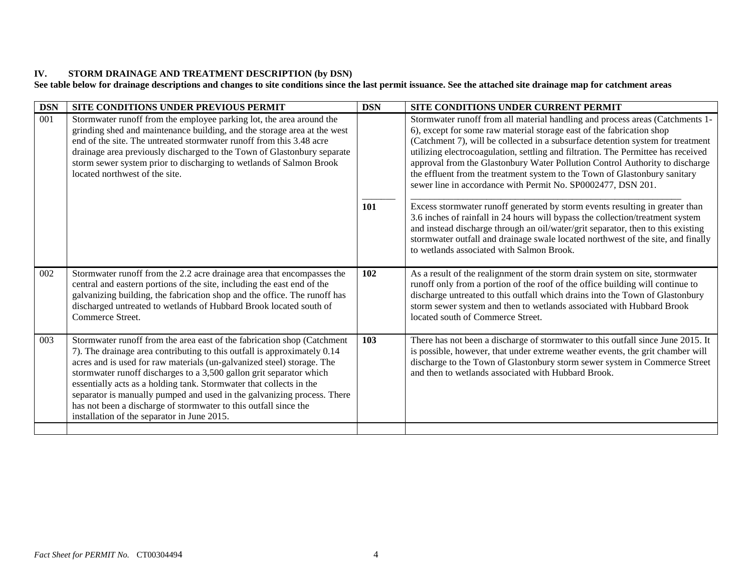## IV. STORM DRAINAGE AND TREATMENT DESCRIPTION (by DSN)

**See table below for drainage descriptions and changes to site conditions since the last permit issuance. See the attached site drainage map for catchment areas**

| DSN | SITE CONDITIONS UNDER PREVIOUS PERMIT | DSN | SITE CONDITIONS UNDER CURRENT PERMIT |
|---|---|---|---|
| 001 | Stormwater runoff from the employee parking lot, the area around the grinding shed and maintenance building, and the storage area at the west end of the site. The untreated stormwater runoff from this 3.48 acre drainage area previously discharged to the Town of Glastonbury separate storm sewer system prior to discharging to wetlands of Salmon Brook located northwest of the site. | | Stormwater runoff from all material handling and process areas (Catchments 1-6), except for some raw material storage east of the fabrication shop (Catchment 7), will be collected in a subsurface detention system for treatment utilizing electrocoagulation, settling and filtration. The Permittee has received approval from the Glastonbury Water Pollution Control Authority to discharge the effluent from the treatment system to the Town of Glastonbury sanitary sewer line in accordance with Permit No. SP0002477, DSN 201. |
| | | **101** | Excess stormwater runoff generated by storm events resulting in greater than 3.6 inches of rainfall in 24 hours will bypass the collection/treatment system and instead discharge through an oil/water/grit separator, then to this existing stormwater outfall and drainage swale located northwest of the site, and finally to wetlands associated with Salmon Brook. |
| 002 | Stormwater runoff from the 2.2 acre drainage area that encompasses the central and eastern portions of the site, including the east end of the galvanizing building, the fabrication shop and the office. The runoff has discharged untreated to wetlands of Hubbard Brook located south of Commerce Street. | **102** | As a result of the realignment of the storm drain system on site, stormwater runoff only from a portion of the roof of the office building will continue to discharge untreated to this outfall which drains into the Town of Glastonbury storm sewer system and then to wetlands associated with Hubbard Brook located south of Commerce Street. |
| 003 | Stormwater runoff from the area east of the fabrication shop (Catchment 7). The drainage area contributing to this outfall is approximately 0.14 acres and is used for raw materials (un-galvanized steel) storage. The stormwater runoff discharges to a 3,500 gallon grit separator which essentially acts as a holding tank. Stormwater that collects in the separator is manually pumped and used in the galvanizing process. There has not been a discharge of stormwater to this outfall since the installation of the separator in June 2015. | **103** | There has not been a discharge of stormwater to this outfall since June 2015. It is possible, however, that under extreme weather events, the grit chamber will discharge to the Town of Glastonbury storm sewer system in Commerce Street and then to wetlands associated with Hubbard Brook. |
| | | | |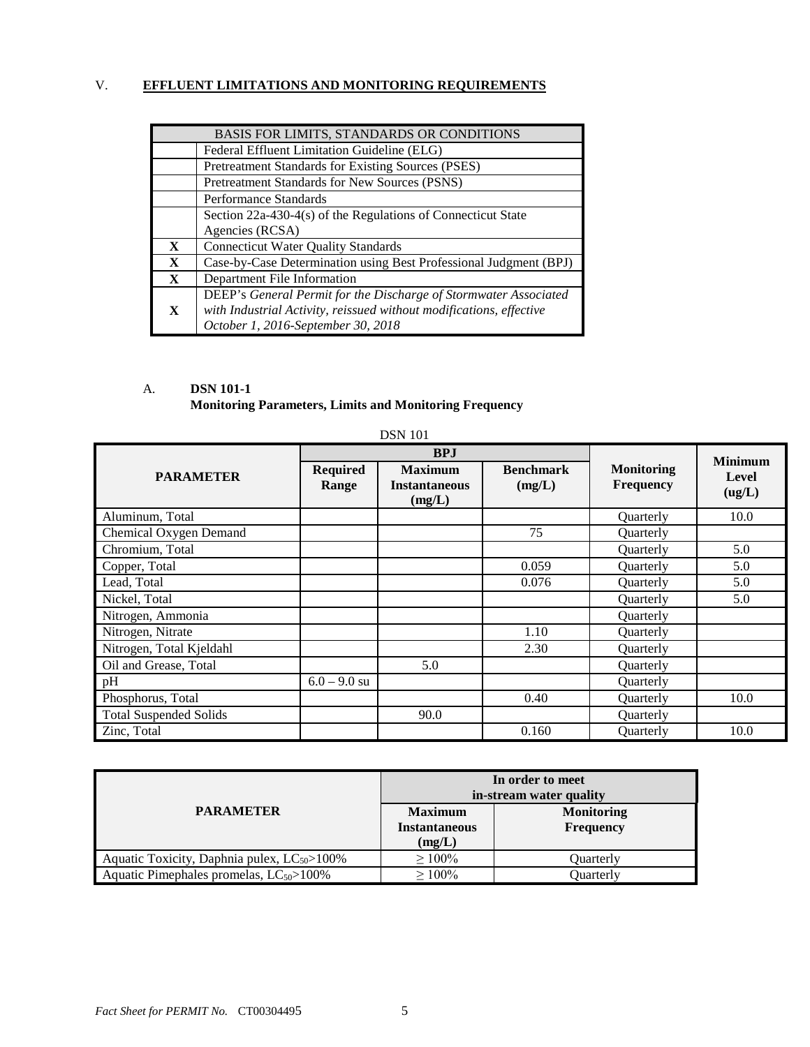## V. EFFLUENT LIMITATIONS AND MONITORING REQUIREMENTS

| BASIS FOR LIMITS, STANDARDS OR CONDITIONS | |
|---|---|
| | Federal Effluent Limitation Guideline (ELG) |
| | Pretreatment Standards for Existing Sources (PSES) |
| | Pretreatment Standards for New Sources (PSNS) |
| | Performance Standards |
| | Section 22a-430-4(s) of the Regulations of Connecticut State Agencies (RCSA) |
| **X** | Connecticut Water Quality Standards |
| **X** | Case-by-Case Determination using Best Professional Judgment (BPJ) |
| **X** | Department File Information |
| **X** | DEEP's *General Permit for the Discharge of Stormwater Associated with Industrial Activity, reissued without modifications, effective October 1, 2016-September 30, 2018* |

### A. DSN 101-1
**Monitoring Parameters, Limits and Monitoring Frequency**

DSN 101

| PARAMETER | BPJ | | | Monitoring Frequency | Minimum Level (ug/L) |
|---|---|---|---|---|---|
| | **Required Range** | **Maximum Instantaneous (mg/L)** | **Benchmark (mg/L)** | | |
| Aluminum, Total | | | | Quarterly | 10.0 |
| Chemical Oxygen Demand | | | 75 | Quarterly | |
| Chromium, Total | | | | Quarterly | 5.0 |
| Copper, Total | | | 0.059 | Quarterly | 5.0 |
| Lead, Total | | | 0.076 | Quarterly | 5.0 |
| Nickel, Total | | | | Quarterly | 5.0 |
| Nitrogen, Ammonia | | | | Quarterly | |
| Nitrogen, Nitrate | | | 1.10 | Quarterly | |
| Nitrogen, Total Kjeldahl | | | 2.30 | Quarterly | |
| Oil and Grease, Total | | 5.0 | | Quarterly | |
| pH | 6.0 – 9.0 su | | | Quarterly | |
| Phosphorus, Total | | | 0.40 | Quarterly | 10.0 |
| Total Suspended Solids | | 90.0 | | Quarterly | |
| Zinc, Total | | | 0.160 | Quarterly | 10.0 |

| PARAMETER | In order to meet in-stream water quality | |
|---|---|---|
| | **Maximum Instantaneous (mg/L)** | **Monitoring Frequency** |
| Aquatic Toxicity, Daphnia pulex, $LC_{50}$>100% | ≥ 100% | Quarterly |
| Aquatic Pimephales promelas, $LC_{50}$>100% | ≥ 100% | Quarterly |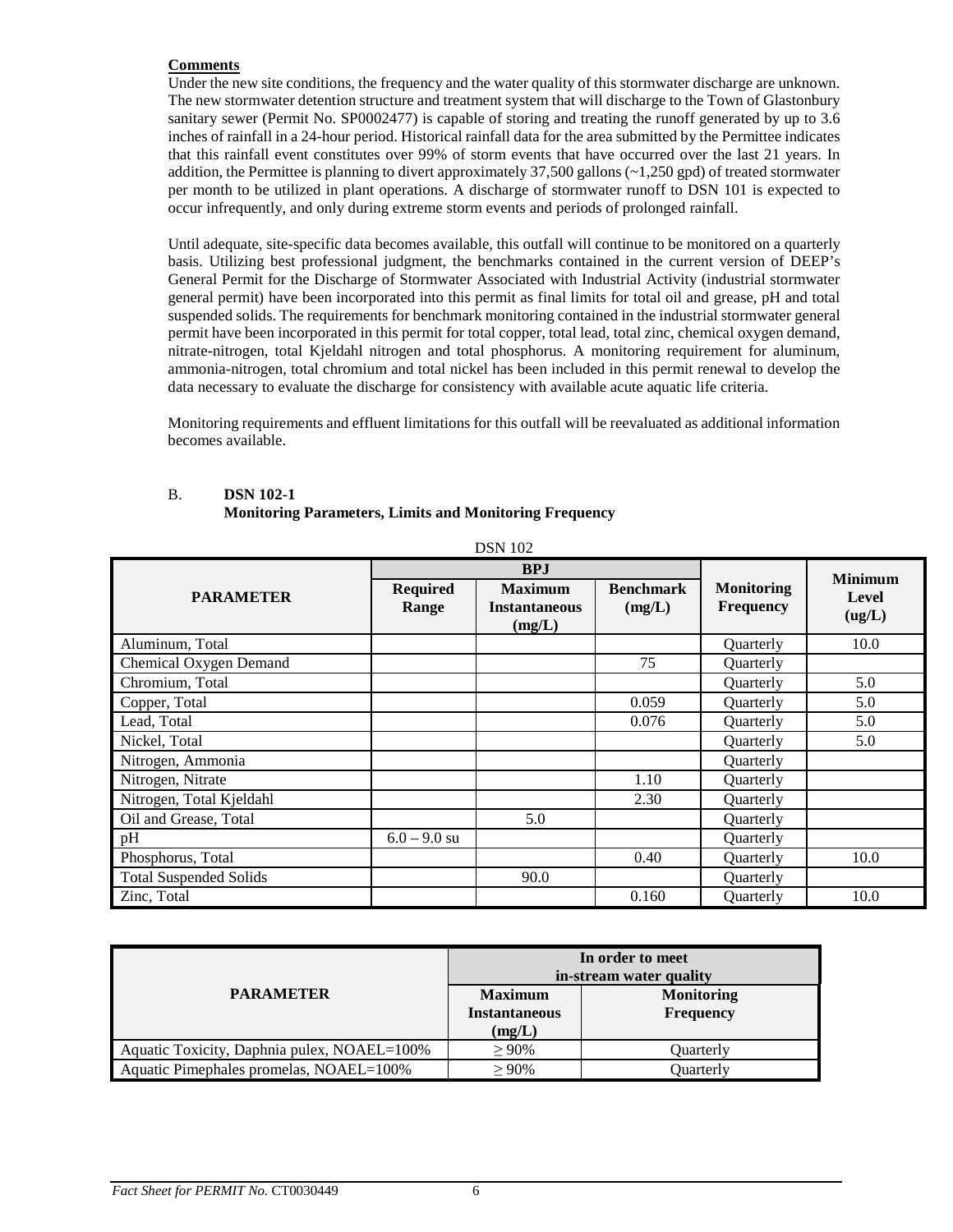**Comments**

Under the new site conditions, the frequency and the water quality of this stormwater discharge are unknown. The new stormwater detention structure and treatment system that will discharge to the Town of Glastonbury sanitary sewer (Permit No. SP0002477) is capable of storing and treating the runoff generated by up to 3.6 inches of rainfall in a 24-hour period. Historical rainfall data for the area submitted by the Permittee indicates that this rainfall event constitutes over 99% of storm events that have occurred over the last 21 years. In addition, the Permittee is planning to divert approximately 37,500 gallons (~1,250 gpd) of treated stormwater per month to be utilized in plant operations. A discharge of stormwater runoff to DSN 101 is expected to occur infrequently, and only during extreme storm events and periods of prolonged rainfall.

Until adequate, site-specific data becomes available, this outfall will continue to be monitored on a quarterly basis. Utilizing best professional judgment, the benchmarks contained in the current version of DEEP's General Permit for the Discharge of Stormwater Associated with Industrial Activity (industrial stormwater general permit) have been incorporated into this permit as final limits for total oil and grease, pH and total suspended solids. The requirements for benchmark monitoring contained in the industrial stormwater general permit have been incorporated in this permit for total copper, total lead, total zinc, chemical oxygen demand, nitrate-nitrogen, total Kjeldahl nitrogen and total phosphorus. A monitoring requirement for aluminum, ammonia-nitrogen, total chromium and total nickel has been included in this permit renewal to develop the data necessary to evaluate the discharge for consistency with available acute aquatic life criteria.

Monitoring requirements and effluent limitations for this outfall will be reevaluated as additional information becomes available.

B. **DSN 102-1**
**Monitoring Parameters, Limits and Monitoring Frequency**

DSN 102

| PARAMETER | BPJ | | | Monitoring Frequency | Minimum Level (ug/L) |
|---|---|---|---|---|---|
| | Required Range | Maximum Instantaneous (mg/L) | Benchmark (mg/L) | | |
| Aluminum, Total | | | | Quarterly | 10.0 |
| Chemical Oxygen Demand | | | 75 | Quarterly | |
| Chromium, Total | | | | Quarterly | 5.0 |
| Copper, Total | | | 0.059 | Quarterly | 5.0 |
| Lead, Total | | | 0.076 | Quarterly | 5.0 |
| Nickel, Total | | | | Quarterly | 5.0 |
| Nitrogen, Ammonia | | | | Quarterly | |
| Nitrogen, Nitrate | | | 1.10 | Quarterly | |
| Nitrogen, Total Kjeldahl | | | 2.30 | Quarterly | |
| Oil and Grease, Total | | 5.0 | | Quarterly | |
| pH | 6.0 – 9.0 su | | | Quarterly | |
| Phosphorus, Total | | | 0.40 | Quarterly | 10.0 |
| Total Suspended Solids | | 90.0 | | Quarterly | |
| Zinc, Total | | | 0.160 | Quarterly | 10.0 |

| PARAMETER | In order to meet in-stream water quality | |
|---|---|---|
| | Maximum Instantaneous (mg/L) | Monitoring Frequency |
| Aquatic Toxicity, Daphnia pulex, NOAEL=100% | ≥ 90% | Quarterly |
| Aquatic Pimephales promelas, NOAEL=100% | ≥ 90% | Quarterly |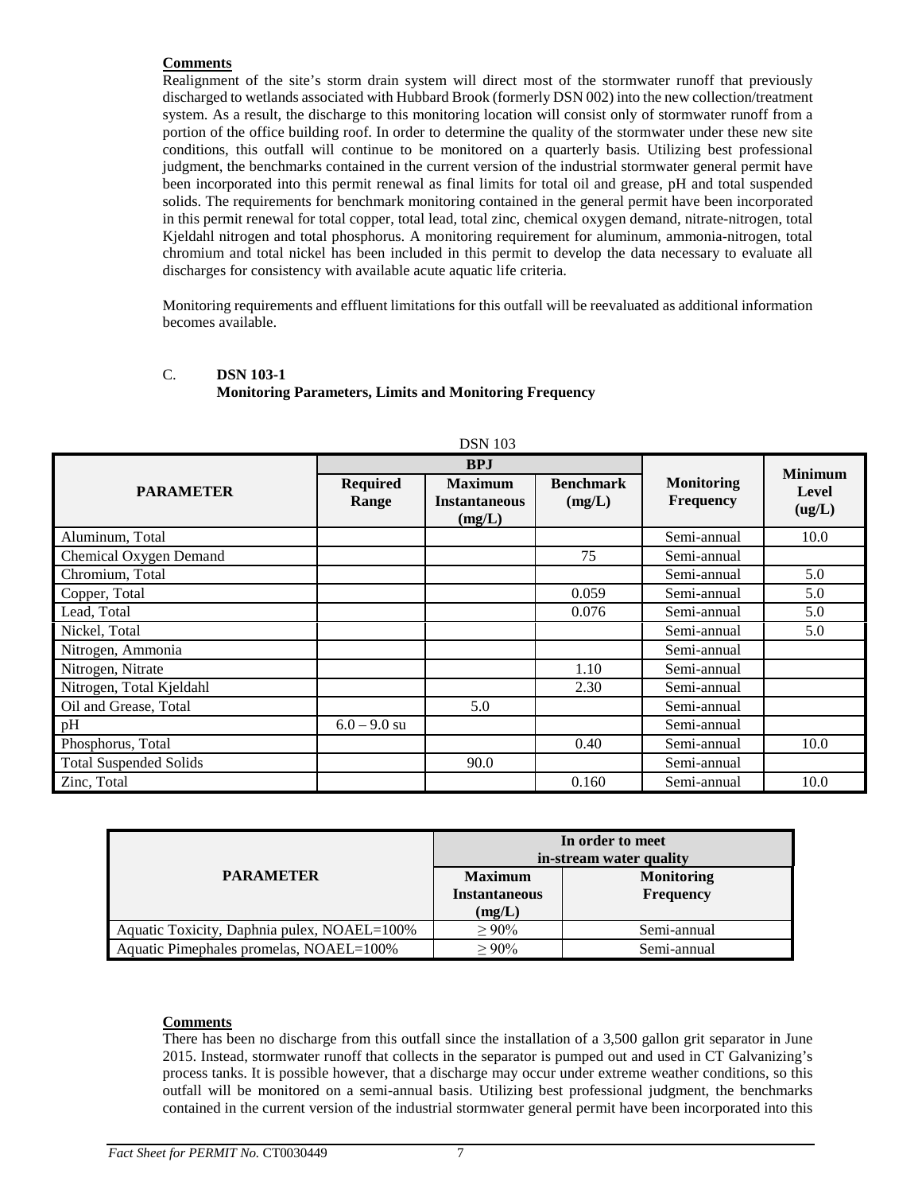**Comments**

Realignment of the site's storm drain system will direct most of the stormwater runoff that previously discharged to wetlands associated with Hubbard Brook (formerly DSN 002) into the new collection/treatment system. As a result, the discharge to this monitoring location will consist only of stormwater runoff from a portion of the office building roof. In order to determine the quality of the stormwater under these new site conditions, this outfall will continue to be monitored on a quarterly basis. Utilizing best professional judgment, the benchmarks contained in the current version of the industrial stormwater general permit have been incorporated into this permit renewal as final limits for total oil and grease, pH and total suspended solids. The requirements for benchmark monitoring contained in the general permit have been incorporated in this permit renewal for total copper, total lead, total zinc, chemical oxygen demand, nitrate-nitrogen, total Kjeldahl nitrogen and total phosphorus. A monitoring requirement for aluminum, ammonia-nitrogen, total chromium and total nickel has been included in this permit to develop the data necessary to evaluate all discharges for consistency with available acute aquatic life criteria.

Monitoring requirements and effluent limitations for this outfall will be reevaluated as additional information becomes available.

C. **DSN 103-1**
**Monitoring Parameters, Limits and Monitoring Frequency**

DSN 103

| PARAMETER | BPJ | | | Monitoring Frequency | Minimum Level (ug/L) |
|---|---|---|---|---|---|
| | Required Range | Maximum Instantaneous (mg/L) | Benchmark (mg/L) | | |
| Aluminum, Total | | | | Semi-annual | 10.0 |
| Chemical Oxygen Demand | | | 75 | Semi-annual | |
| Chromium, Total | | | | Semi-annual | 5.0 |
| Copper, Total | | | 0.059 | Semi-annual | 5.0 |
| Lead, Total | | | 0.076 | Semi-annual | 5.0 |
| Nickel, Total | | | | Semi-annual | 5.0 |
| Nitrogen, Ammonia | | | | Semi-annual | |
| Nitrogen, Nitrate | | | 1.10 | Semi-annual | |
| Nitrogen, Total Kjeldahl | | | 2.30 | Semi-annual | |
| Oil and Grease, Total | | 5.0 | | Semi-annual | |
| pH | 6.0 – 9.0 su | | | Semi-annual | |
| Phosphorus, Total | | | 0.40 | Semi-annual | 10.0 |
| Total Suspended Solids | | 90.0 | | Semi-annual | |
| Zinc, Total | | | 0.160 | Semi-annual | 10.0 |

| PARAMETER | In order to meet in-stream water quality | |
|---|---|---|
| | Maximum Instantaneous (mg/L) | Monitoring Frequency |
| Aquatic Toxicity, Daphnia pulex, NOAEL=100% | ≥ 90% | Semi-annual |
| Aquatic Pimephales promelas, NOAEL=100% | ≥ 90% | Semi-annual |

**Comments**

There has been no discharge from this outfall since the installation of a 3,500 gallon grit separator in June 2015. Instead, stormwater runoff that collects in the separator is pumped out and used in CT Galvanizing's process tanks. It is possible however, that a discharge may occur under extreme weather conditions, so this outfall will be monitored on a semi-annual basis. Utilizing best professional judgment, the benchmarks contained in the current version of the industrial stormwater general permit have been incorporated into this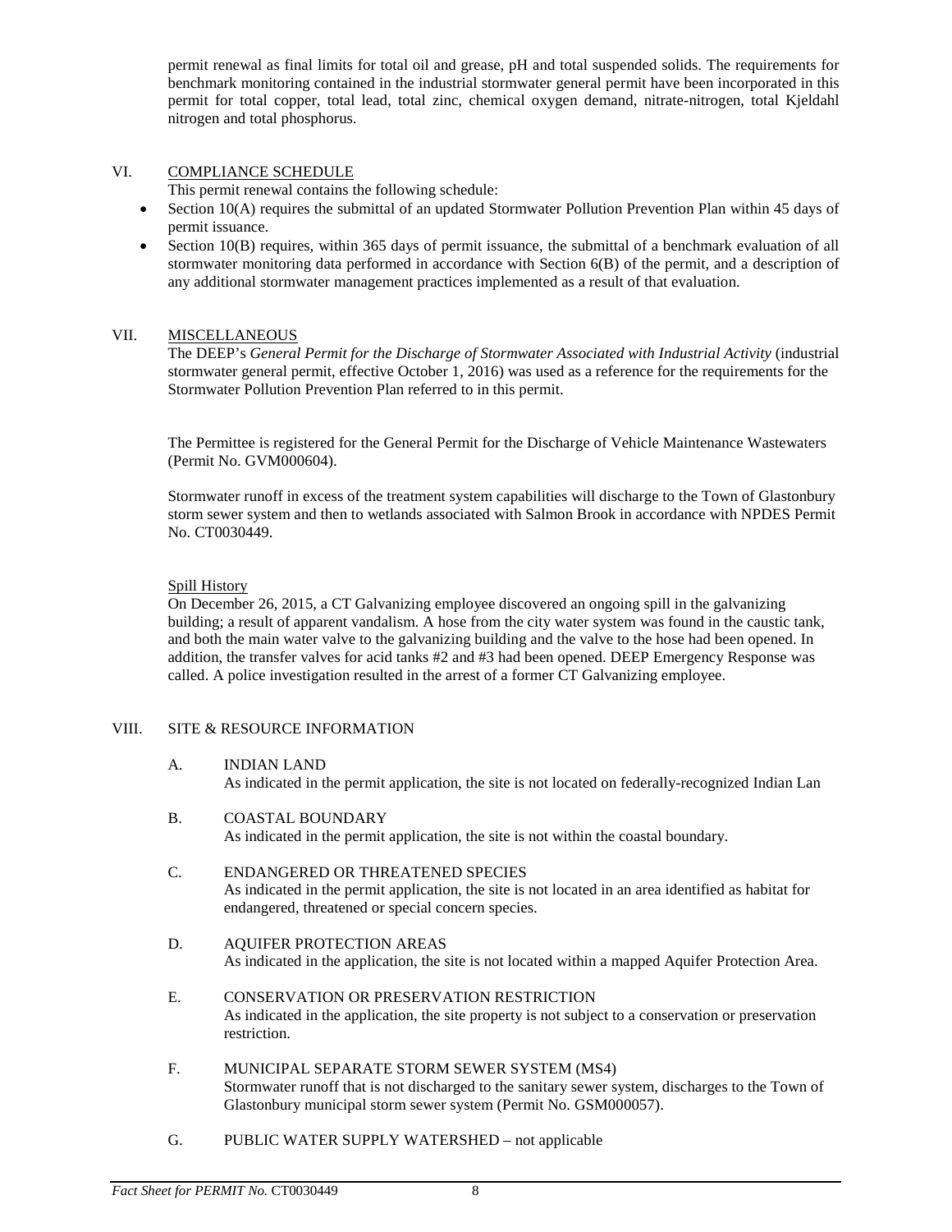permit renewal as final limits for total oil and grease, pH and total suspended solids. The requirements for benchmark monitoring contained in the industrial stormwater general permit have been incorporated in this permit for total copper, total lead, total zinc, chemical oxygen demand, nitrate-nitrogen, total Kjeldahl nitrogen and total phosphorus.

## VI. COMPLIANCE SCHEDULE

This permit renewal contains the following schedule:

- Section 10(A) requires the submittal of an updated Stormwater Pollution Prevention Plan within 45 days of permit issuance.
- Section 10(B) requires, within 365 days of permit issuance, the submittal of a benchmark evaluation of all stormwater monitoring data performed in accordance with Section 6(B) of the permit, and a description of any additional stormwater management practices implemented as a result of that evaluation.

## VII. MISCELLANEOUS

The DEEP's *General Permit for the Discharge of Stormwater Associated with Industrial Activity* (industrial stormwater general permit, effective October 1, 2016) was used as a reference for the requirements for the Stormwater Pollution Prevention Plan referred to in this permit.

The Permittee is registered for the General Permit for the Discharge of Vehicle Maintenance Wastewaters (Permit No. GVM000604).

Stormwater runoff in excess of the treatment system capabilities will discharge to the Town of Glastonbury storm sewer system and then to wetlands associated with Salmon Brook in accordance with NPDES Permit No. CT0030449.

### Spill History

On December 26, 2015, a CT Galvanizing employee discovered an ongoing spill in the galvanizing building; a result of apparent vandalism. A hose from the city water system was found in the caustic tank, and both the main water valve to the galvanizing building and the valve to the hose had been opened. In addition, the transfer valves for acid tanks #2 and #3 had been opened. DEEP Emergency Response was called. A police investigation resulted in the arrest of a former CT Galvanizing employee.

## VIII. SITE & RESOURCE INFORMATION

A. INDIAN LAND
As indicated in the permit application, the site is not located on federally-recognized Indian Lan

B. COASTAL BOUNDARY
As indicated in the permit application, the site is not within the coastal boundary.

C. ENDANGERED OR THREATENED SPECIES
As indicated in the permit application, the site is not located in an area identified as habitat for endangered, threatened or special concern species.

D. AQUIFER PROTECTION AREAS
As indicated in the application, the site is not located within a mapped Aquifer Protection Area.

E. CONSERVATION OR PRESERVATION RESTRICTION
As indicated in the application, the site property is not subject to a conservation or preservation restriction.

F. MUNICIPAL SEPARATE STORM SEWER SYSTEM (MS4)
Stormwater runoff that is not discharged to the sanitary sewer system, discharges to the Town of Glastonbury municipal storm sewer system (Permit No. GSM000057).

G. PUBLIC WATER SUPPLY WATERSHED – not applicable